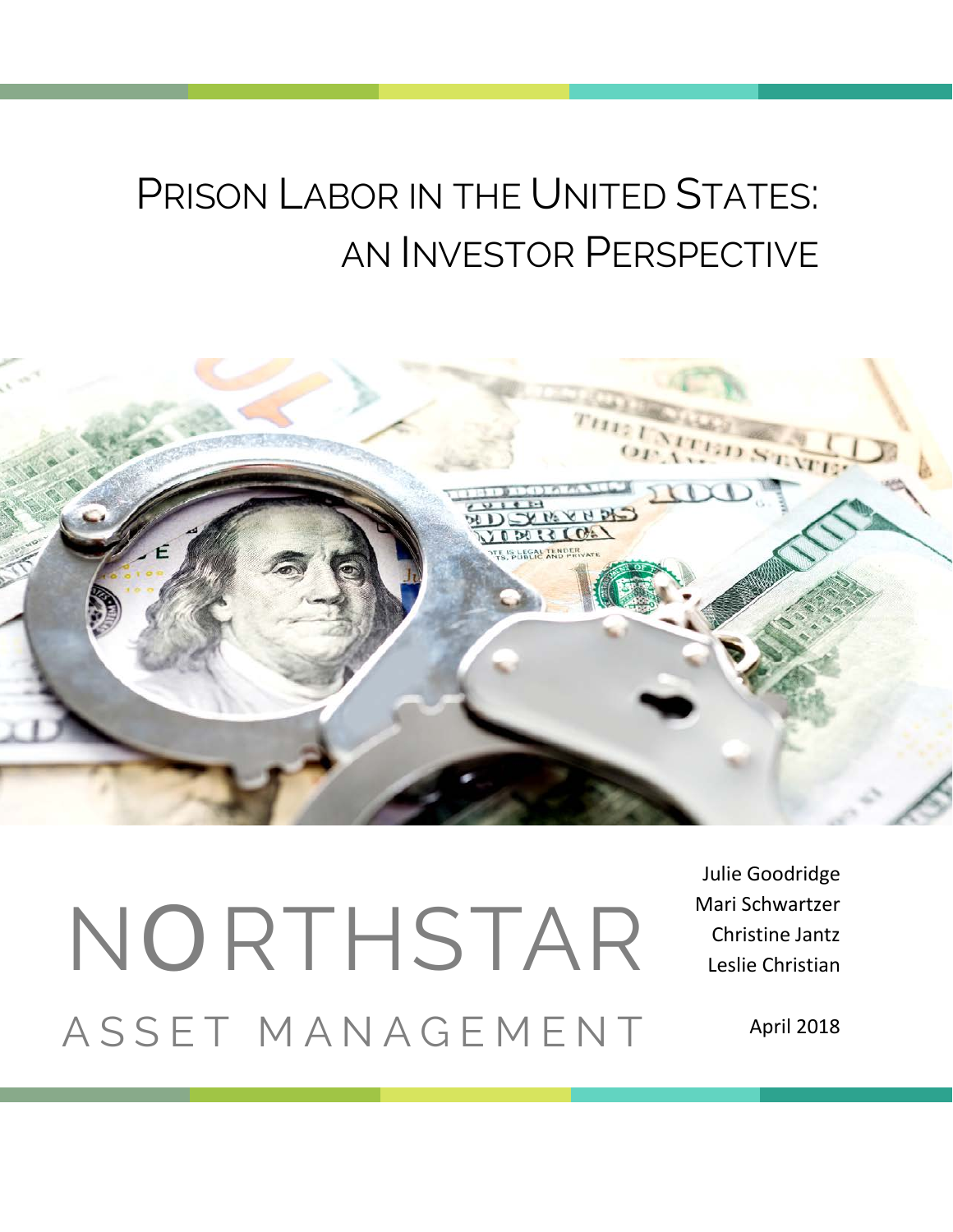# Prison Labor in the United States: an Investor Perspective

NORTHSTAR

ASSET MANAGEMENT

Julie Goodridge
Mari Schwartzer
Christine Jantz
Leslie Christian

April 2018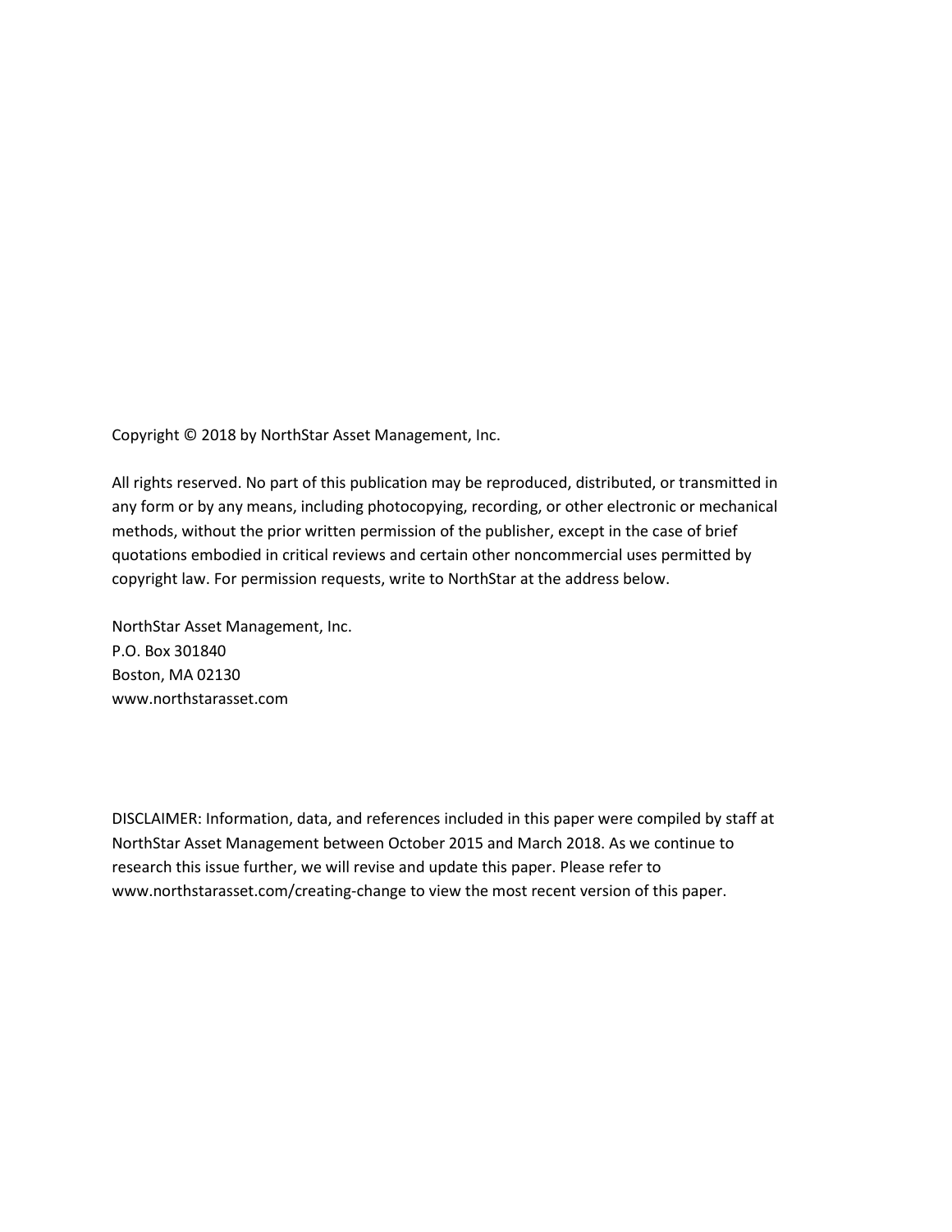Copyright © 2018 by NorthStar Asset Management, Inc.

All rights reserved. No part of this publication may be reproduced, distributed, or transmitted in any form or by any means, including photocopying, recording, or other electronic or mechanical methods, without the prior written permission of the publisher, except in the case of brief quotations embodied in critical reviews and certain other noncommercial uses permitted by copyright law. For permission requests, write to NorthStar at the address below.

NorthStar Asset Management, Inc.
P.O. Box 301840
Boston, MA 02130
www.northstarasset.com

DISCLAIMER: Information, data, and references included in this paper were compiled by staff at NorthStar Asset Management between October 2015 and March 2018. As we continue to research this issue further, we will revise and update this paper. Please refer to www.northstarasset.com/creating-change to view the most recent version of this paper.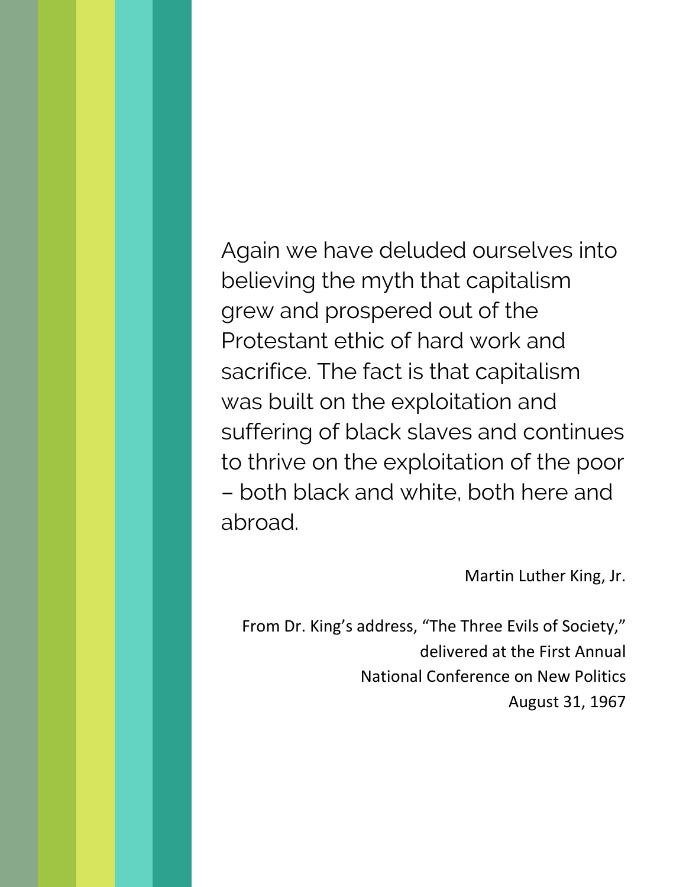Again we have deluded ourselves into believing the myth that capitalism grew and prospered out of the Protestant ethic of hard work and sacrifice. The fact is that capitalism was built on the exploitation and suffering of black slaves and continues to thrive on the exploitation of the poor – both black and white, both here and abroad.

Martin Luther King, Jr.

From Dr. King's address, "The Three Evils of Society,"
delivered at the First Annual
National Conference on New Politics
August 31, 1967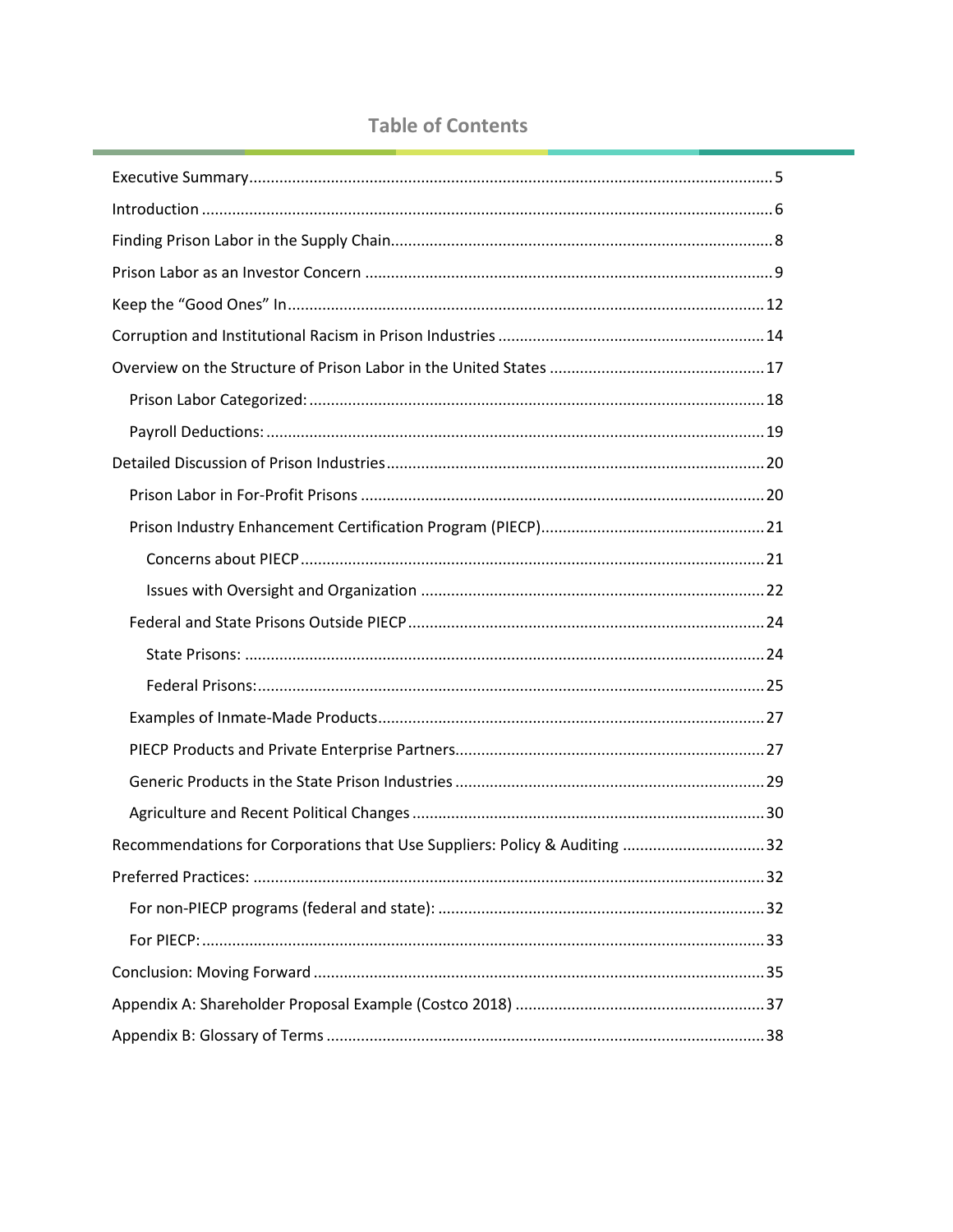# Table of Contents

- Executive Summary ..... 5
- Introduction ..... 6
- Finding Prison Labor in the Supply Chain ..... 8
- Prison Labor as an Investor Concern ..... 9
- Keep the "Good Ones" In ..... 12
- Corruption and Institutional Racism in Prison Industries ..... 14
- Overview on the Structure of Prison Labor in the United States ..... 17
  - Prison Labor Categorized: ..... 18
  - Payroll Deductions: ..... 19
- Detailed Discussion of Prison Industries ..... 20
  - Prison Labor in For-Profit Prisons ..... 20
  - Prison Industry Enhancement Certification Program (PIECP) ..... 21
    - Concerns about PIECP ..... 21
    - Issues with Oversight and Organization ..... 22
  - Federal and State Prisons Outside PIECP ..... 24
    - State Prisons: ..... 24
    - Federal Prisons: ..... 25
  - Examples of Inmate-Made Products ..... 27
  - PIECP Products and Private Enterprise Partners ..... 27
  - Generic Products in the State Prison Industries ..... 29
  - Agriculture and Recent Political Changes ..... 30
- Recommendations for Corporations that Use Suppliers: Policy & Auditing ..... 32
- Preferred Practices: ..... 32
  - For non-PIECP programs (federal and state): ..... 32
  - For PIECP: ..... 33
- Conclusion: Moving Forward ..... 35
- Appendix A: Shareholder Proposal Example (Costco 2018) ..... 37
- Appendix B: Glossary of Terms ..... 38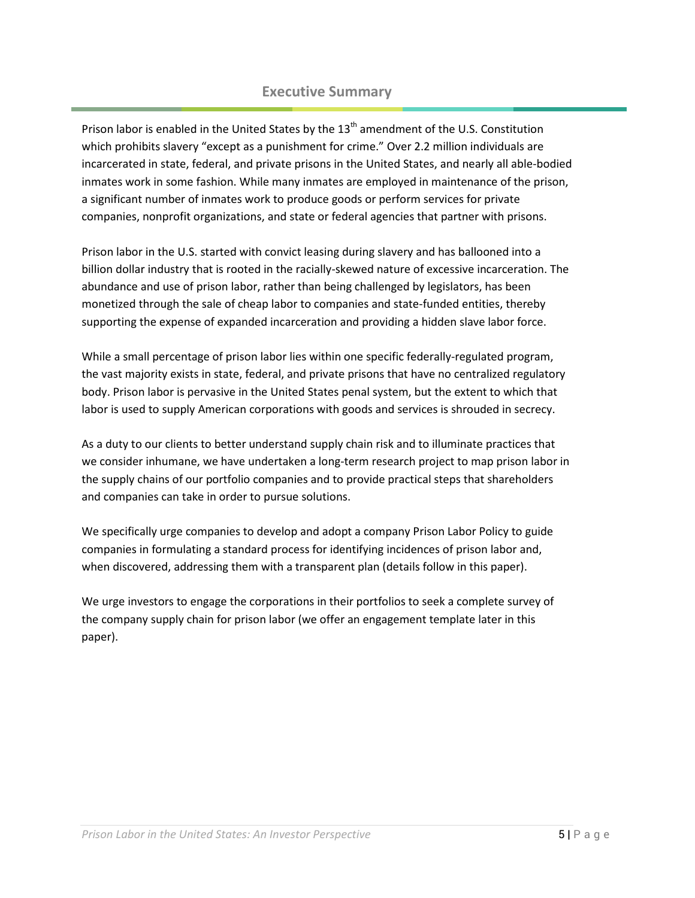## Executive Summary

Prison labor is enabled in the United States by the 13th amendment of the U.S. Constitution which prohibits slavery "except as a punishment for crime." Over 2.2 million individuals are incarcerated in state, federal, and private prisons in the United States, and nearly all able-bodied inmates work in some fashion. While many inmates are employed in maintenance of the prison, a significant number of inmates work to produce goods or perform services for private companies, nonprofit organizations, and state or federal agencies that partner with prisons.

Prison labor in the U.S. started with convict leasing during slavery and has ballooned into a billion dollar industry that is rooted in the racially-skewed nature of excessive incarceration. The abundance and use of prison labor, rather than being challenged by legislators, has been monetized through the sale of cheap labor to companies and state-funded entities, thereby supporting the expense of expanded incarceration and providing a hidden slave labor force.

While a small percentage of prison labor lies within one specific federally-regulated program, the vast majority exists in state, federal, and private prisons that have no centralized regulatory body. Prison labor is pervasive in the United States penal system, but the extent to which that labor is used to supply American corporations with goods and services is shrouded in secrecy.

As a duty to our clients to better understand supply chain risk and to illuminate practices that we consider inhumane, we have undertaken a long-term research project to map prison labor in the supply chains of our portfolio companies and to provide practical steps that shareholders and companies can take in order to pursue solutions.

We specifically urge companies to develop and adopt a company Prison Labor Policy to guide companies in formulating a standard process for identifying incidences of prison labor and, when discovered, addressing them with a transparent plan (details follow in this paper).

We urge investors to engage the corporations in their portfolios to seek a complete survey of the company supply chain for prison labor (we offer an engagement template later in this paper).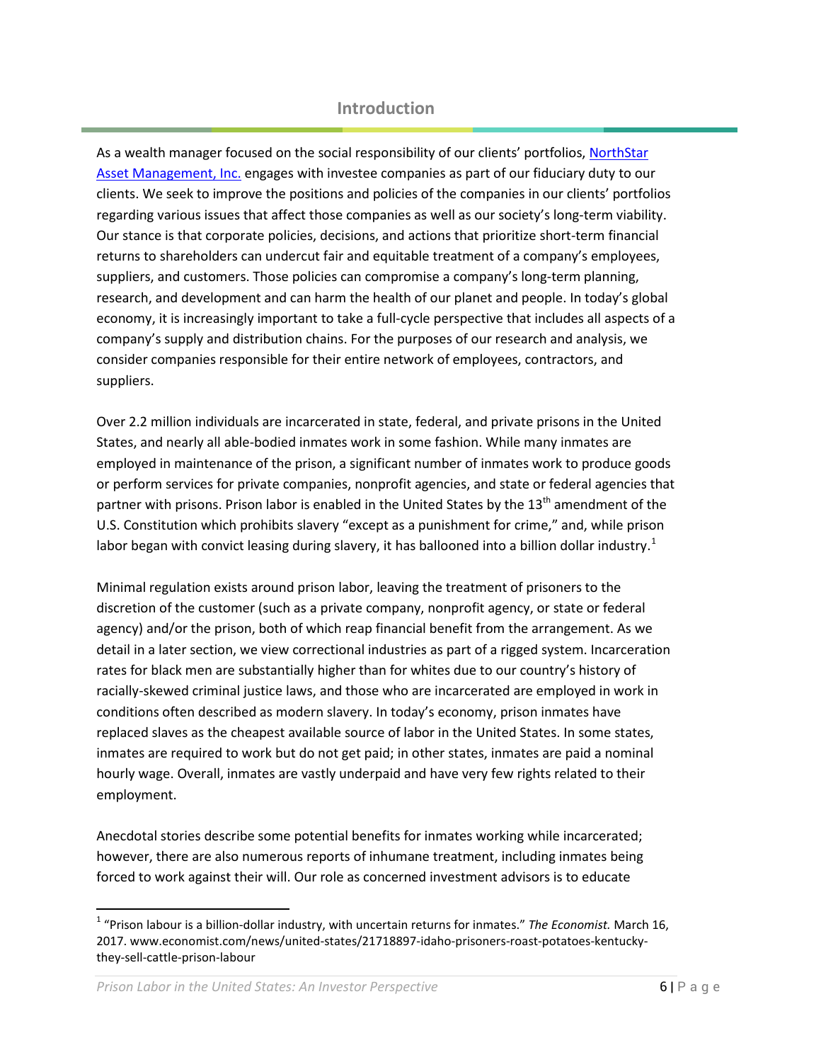## Introduction

As a wealth manager focused on the social responsibility of our clients' portfolios, NorthStar Asset Management, Inc. engages with investee companies as part of our fiduciary duty to our clients. We seek to improve the positions and policies of the companies in our clients' portfolios regarding various issues that affect those companies as well as our society's long-term viability. Our stance is that corporate policies, decisions, and actions that prioritize short-term financial returns to shareholders can undercut fair and equitable treatment of a company's employees, suppliers, and customers. Those policies can compromise a company's long-term planning, research, and development and can harm the health of our planet and people. In today's global economy, it is increasingly important to take a full-cycle perspective that includes all aspects of a company's supply and distribution chains. For the purposes of our research and analysis, we consider companies responsible for their entire network of employees, contractors, and suppliers.

Over 2.2 million individuals are incarcerated in state, federal, and private prisons in the United States, and nearly all able-bodied inmates work in some fashion. While many inmates are employed in maintenance of the prison, a significant number of inmates work to produce goods or perform services for private companies, nonprofit agencies, and state or federal agencies that partner with prisons. Prison labor is enabled in the United States by the 13th amendment of the U.S. Constitution which prohibits slavery "except as a punishment for crime," and, while prison labor began with convict leasing during slavery, it has ballooned into a billion dollar industry.[1]

Minimal regulation exists around prison labor, leaving the treatment of prisoners to the discretion of the customer (such as a private company, nonprofit agency, or state or federal agency) and/or the prison, both of which reap financial benefit from the arrangement. As we detail in a later section, we view correctional industries as part of a rigged system. Incarceration rates for black men are substantially higher than for whites due to our country's history of racially-skewed criminal justice laws, and those who are incarcerated are employed in work in conditions often described as modern slavery. In today's economy, prison inmates have replaced slaves as the cheapest available source of labor in the United States. In some states, inmates are required to work but do not get paid; in other states, inmates are paid a nominal hourly wage. Overall, inmates are vastly underpaid and have very few rights related to their employment.

Anecdotal stories describe some potential benefits for inmates working while incarcerated; however, there are also numerous reports of inhumane treatment, including inmates being forced to work against their will. Our role as concerned investment advisors is to educate

---

[1] "Prison labour is a billion-dollar industry, with uncertain returns for inmates." *The Economist.* March 16, 2017. www.economist.com/news/united-states/21718897-idaho-prisoners-roast-potatoes-kentucky-they-sell-cattle-prison-labour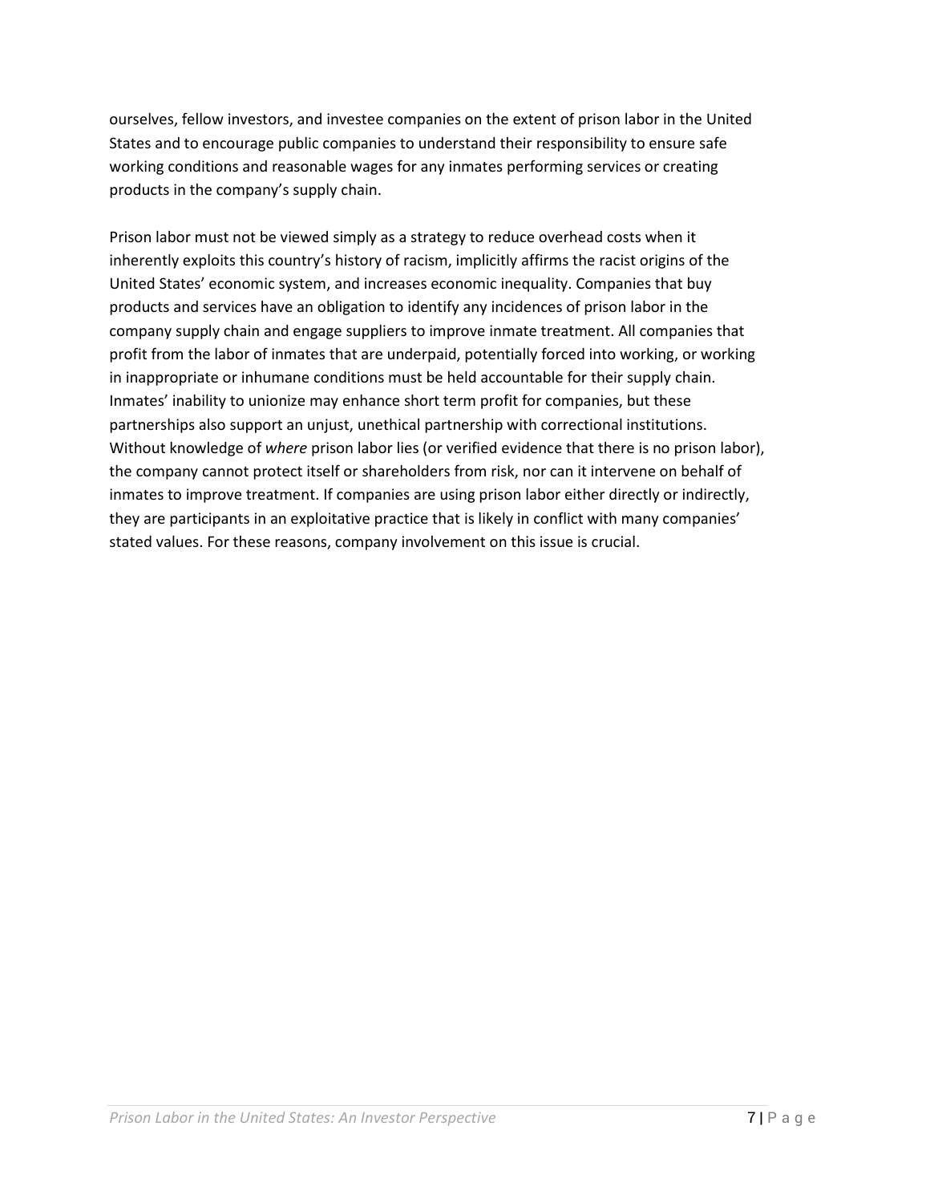ourselves, fellow investors, and investee companies on the extent of prison labor in the United States and to encourage public companies to understand their responsibility to ensure safe working conditions and reasonable wages for any inmates performing services or creating products in the company's supply chain.

Prison labor must not be viewed simply as a strategy to reduce overhead costs when it inherently exploits this country's history of racism, implicitly affirms the racist origins of the United States' economic system, and increases economic inequality. Companies that buy products and services have an obligation to identify any incidences of prison labor in the company supply chain and engage suppliers to improve inmate treatment. All companies that profit from the labor of inmates that are underpaid, potentially forced into working, or working in inappropriate or inhumane conditions must be held accountable for their supply chain. Inmates' inability to unionize may enhance short term profit for companies, but these partnerships also support an unjust, unethical partnership with correctional institutions. Without knowledge of *where* prison labor lies (or verified evidence that there is no prison labor), the company cannot protect itself or shareholders from risk, nor can it intervene on behalf of inmates to improve treatment. If companies are using prison labor either directly or indirectly, they are participants in an exploitative practice that is likely in conflict with many companies' stated values. For these reasons, company involvement on this issue is crucial.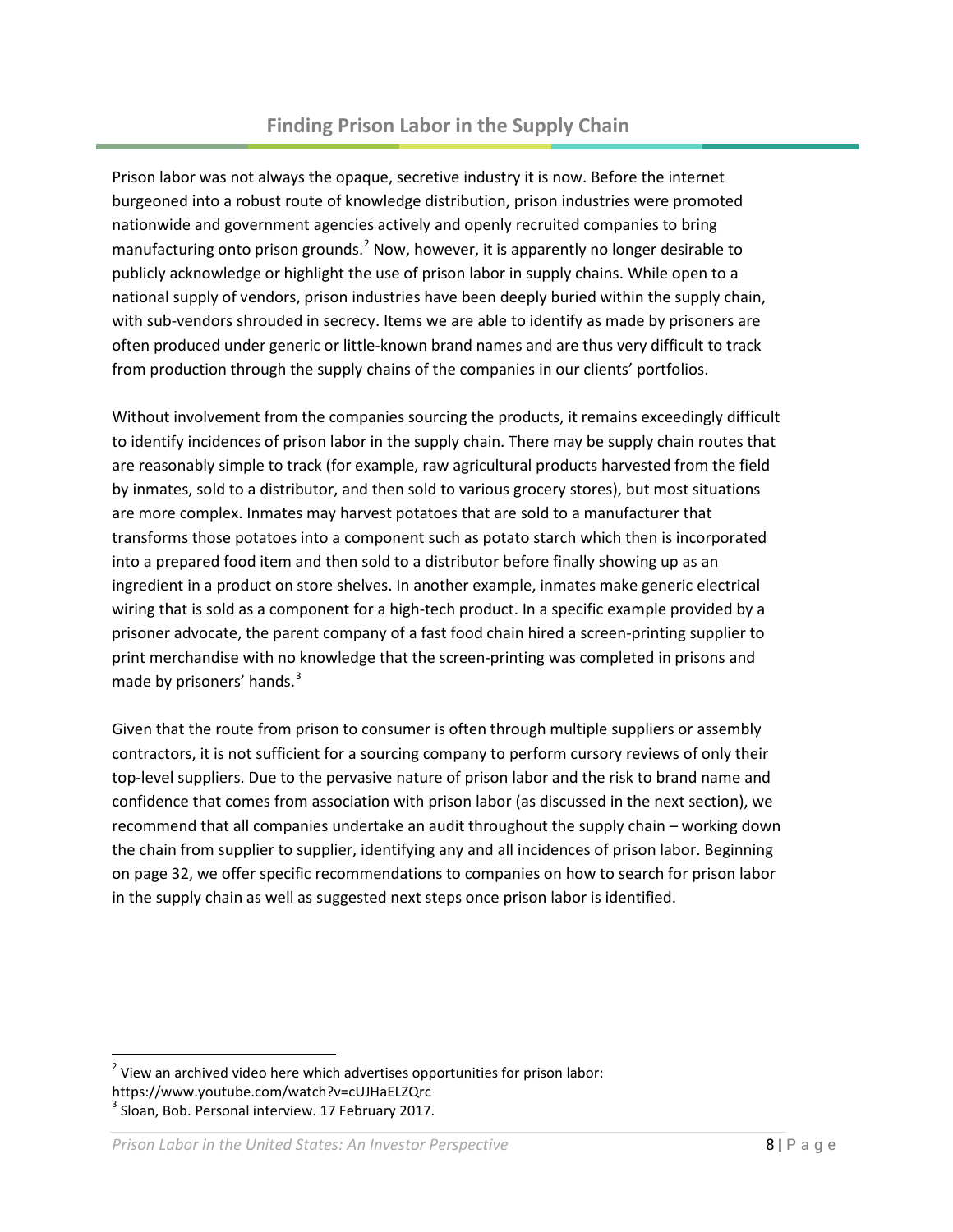## Finding Prison Labor in the Supply Chain

Prison labor was not always the opaque, secretive industry it is now. Before the internet burgeoned into a robust route of knowledge distribution, prison industries were promoted nationwide and government agencies actively and openly recruited companies to bring manufacturing onto prison grounds.[2] Now, however, it is apparently no longer desirable to publicly acknowledge or highlight the use of prison labor in supply chains. While open to a national supply of vendors, prison industries have been deeply buried within the supply chain, with sub-vendors shrouded in secrecy. Items we are able to identify as made by prisoners are often produced under generic or little-known brand names and are thus very difficult to track from production through the supply chains of the companies in our clients' portfolios.

Without involvement from the companies sourcing the products, it remains exceedingly difficult to identify incidences of prison labor in the supply chain. There may be supply chain routes that are reasonably simple to track (for example, raw agricultural products harvested from the field by inmates, sold to a distributor, and then sold to various grocery stores), but most situations are more complex. Inmates may harvest potatoes that are sold to a manufacturer that transforms those potatoes into a component such as potato starch which then is incorporated into a prepared food item and then sold to a distributor before finally showing up as an ingredient in a product on store shelves. In another example, inmates make generic electrical wiring that is sold as a component for a high-tech product. In a specific example provided by a prisoner advocate, the parent company of a fast food chain hired a screen-printing supplier to print merchandise with no knowledge that the screen-printing was completed in prisons and made by prisoners' hands.[3]

Given that the route from prison to consumer is often through multiple suppliers or assembly contractors, it is not sufficient for a sourcing company to perform cursory reviews of only their top-level suppliers. Due to the pervasive nature of prison labor and the risk to brand name and confidence that comes from association with prison labor (as discussed in the next section), we recommend that all companies undertake an audit throughout the supply chain – working down the chain from supplier to supplier, identifying any and all incidences of prison labor. Beginning on page 32, we offer specific recommendations to companies on how to search for prison labor in the supply chain as well as suggested next steps once prison labor is identified.

---

[2] View an archived video here which advertises opportunities for prison labor: https://www.youtube.com/watch?v=cUJHaELZQrc

[3] Sloan, Bob. Personal interview. 17 February 2017.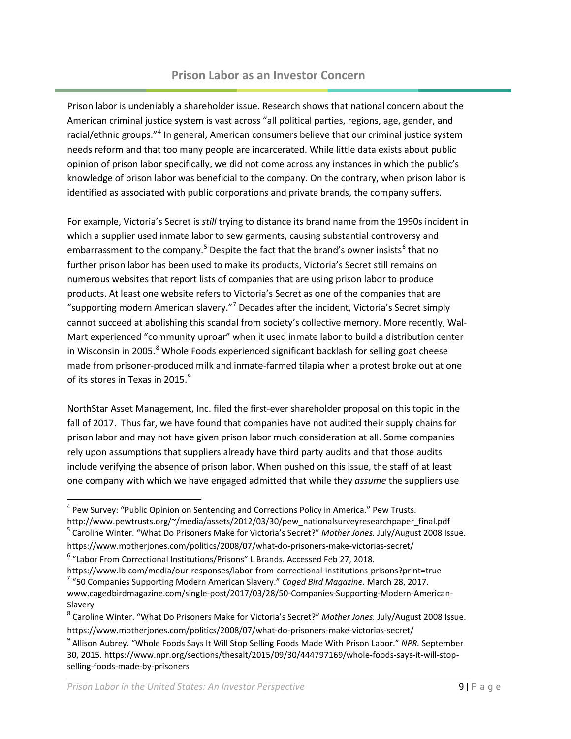## Prison Labor as an Investor Concern

Prison labor is undeniably a shareholder issue. Research shows that national concern about the American criminal justice system is vast across "all political parties, regions, age, gender, and racial/ethnic groups."[4] In general, American consumers believe that our criminal justice system needs reform and that too many people are incarcerated. While little data exists about public opinion of prison labor specifically, we did not come across any instances in which the public's knowledge of prison labor was beneficial to the company. On the contrary, when prison labor is identified as associated with public corporations and private brands, the company suffers.

For example, Victoria's Secret is *still* trying to distance its brand name from the 1990s incident in which a supplier used inmate labor to sew garments, causing substantial controversy and embarrassment to the company.[5] Despite the fact that the brand's owner insists[6] that no further prison labor has been used to make its products, Victoria's Secret still remains on numerous websites that report lists of companies that are using prison labor to produce products. At least one website refers to Victoria's Secret as one of the companies that are "supporting modern American slavery."[7] Decades after the incident, Victoria's Secret simply cannot succeed at abolishing this scandal from society's collective memory. More recently, Wal-Mart experienced "community uproar" when it used inmate labor to build a distribution center in Wisconsin in 2005.[8] Whole Foods experienced significant backlash for selling goat cheese made from prisoner-produced milk and inmate-farmed tilapia when a protest broke out at one of its stores in Texas in 2015.[9]

NorthStar Asset Management, Inc. filed the first-ever shareholder proposal on this topic in the fall of 2017. Thus far, we have found that companies have not audited their supply chains for prison labor and may not have given prison labor much consideration at all. Some companies rely upon assumptions that suppliers already have third party audits and that those audits include verifying the absence of prison labor. When pushed on this issue, the staff of at least one company with which we have engaged admitted that while they *assume* the suppliers use

---

[4] Pew Survey: "Public Opinion on Sentencing and Corrections Policy in America." Pew Trusts. http://www.pewtrusts.org/~/media/assets/2012/03/30/pew_nationalsurveyresearchpaper_final.pdf

[5] Caroline Winter. "What Do Prisoners Make for Victoria's Secret?" *Mother Jones.* July/August 2008 Issue. https://www.motherjones.com/politics/2008/07/what-do-prisoners-make-victorias-secret/

[6] "Labor From Correctional Institutions/Prisons" L Brands. Accessed Feb 27, 2018. https://www.lb.com/media/our-responses/labor-from-correctional-institutions-prisons?print=true

[7] "50 Companies Supporting Modern American Slavery." *Caged Bird Magazine.* March 28, 2017. www.cagedbirdmagazine.com/single-post/2017/03/28/50-Companies-Supporting-Modern-American-Slavery

[8] Caroline Winter. "What Do Prisoners Make for Victoria's Secret?" *Mother Jones.* July/August 2008 Issue. https://www.motherjones.com/politics/2008/07/what-do-prisoners-make-victorias-secret/

[9] Allison Aubrey. "Whole Foods Says It Will Stop Selling Foods Made With Prison Labor." *NPR.* September 30, 2015. https://www.npr.org/sections/thesalt/2015/09/30/444797169/whole-foods-says-it-will-stop-selling-foods-made-by-prisoners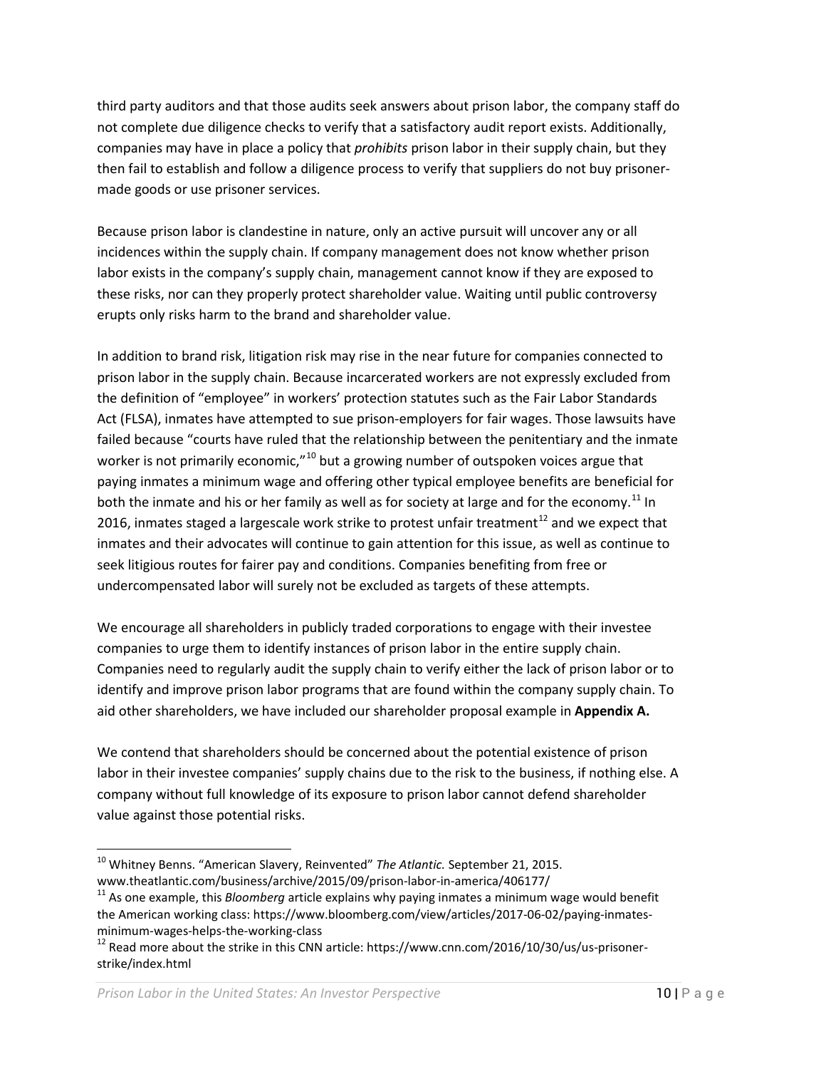third party auditors and that those audits seek answers about prison labor, the company staff do not complete due diligence checks to verify that a satisfactory audit report exists. Additionally, companies may have in place a policy that *prohibits* prison labor in their supply chain, but they then fail to establish and follow a diligence process to verify that suppliers do not buy prisoner-made goods or use prisoner services.

Because prison labor is clandestine in nature, only an active pursuit will uncover any or all incidences within the supply chain. If company management does not know whether prison labor exists in the company's supply chain, management cannot know if they are exposed to these risks, nor can they properly protect shareholder value. Waiting until public controversy erupts only risks harm to the brand and shareholder value.

In addition to brand risk, litigation risk may rise in the near future for companies connected to prison labor in the supply chain. Because incarcerated workers are not expressly excluded from the definition of "employee" in workers' protection statutes such as the Fair Labor Standards Act (FLSA), inmates have attempted to sue prison-employers for fair wages. Those lawsuits have failed because "courts have ruled that the relationship between the penitentiary and the inmate worker is not primarily economic,"[10] but a growing number of outspoken voices argue that paying inmates a minimum wage and offering other typical employee benefits are beneficial for both the inmate and his or her family as well as for society at large and for the economy.[11] In 2016, inmates staged a largescale work strike to protest unfair treatment[12] and we expect that inmates and their advocates will continue to gain attention for this issue, as well as continue to seek litigious routes for fairer pay and conditions. Companies benefiting from free or undercompensated labor will surely not be excluded as targets of these attempts.

We encourage all shareholders in publicly traded corporations to engage with their investee companies to urge them to identify instances of prison labor in the entire supply chain. Companies need to regularly audit the supply chain to verify either the lack of prison labor or to identify and improve prison labor programs that are found within the company supply chain. To aid other shareholders, we have included our shareholder proposal example in **Appendix A.**

We contend that shareholders should be concerned about the potential existence of prison labor in their investee companies' supply chains due to the risk to the business, if nothing else. A company without full knowledge of its exposure to prison labor cannot defend shareholder value against those potential risks.

---

[10] Whitney Benns. "American Slavery, Reinvented" *The Atlantic.* September 21, 2015. www.theatlantic.com/business/archive/2015/09/prison-labor-in-america/406177/

[11] As one example, this *Bloomberg* article explains why paying inmates a minimum wage would benefit the American working class: https://www.bloomberg.com/view/articles/2017-06-02/paying-inmates-minimum-wages-helps-the-working-class

[12] Read more about the strike in this CNN article: https://www.cnn.com/2016/10/30/us/us-prisoner-strike/index.html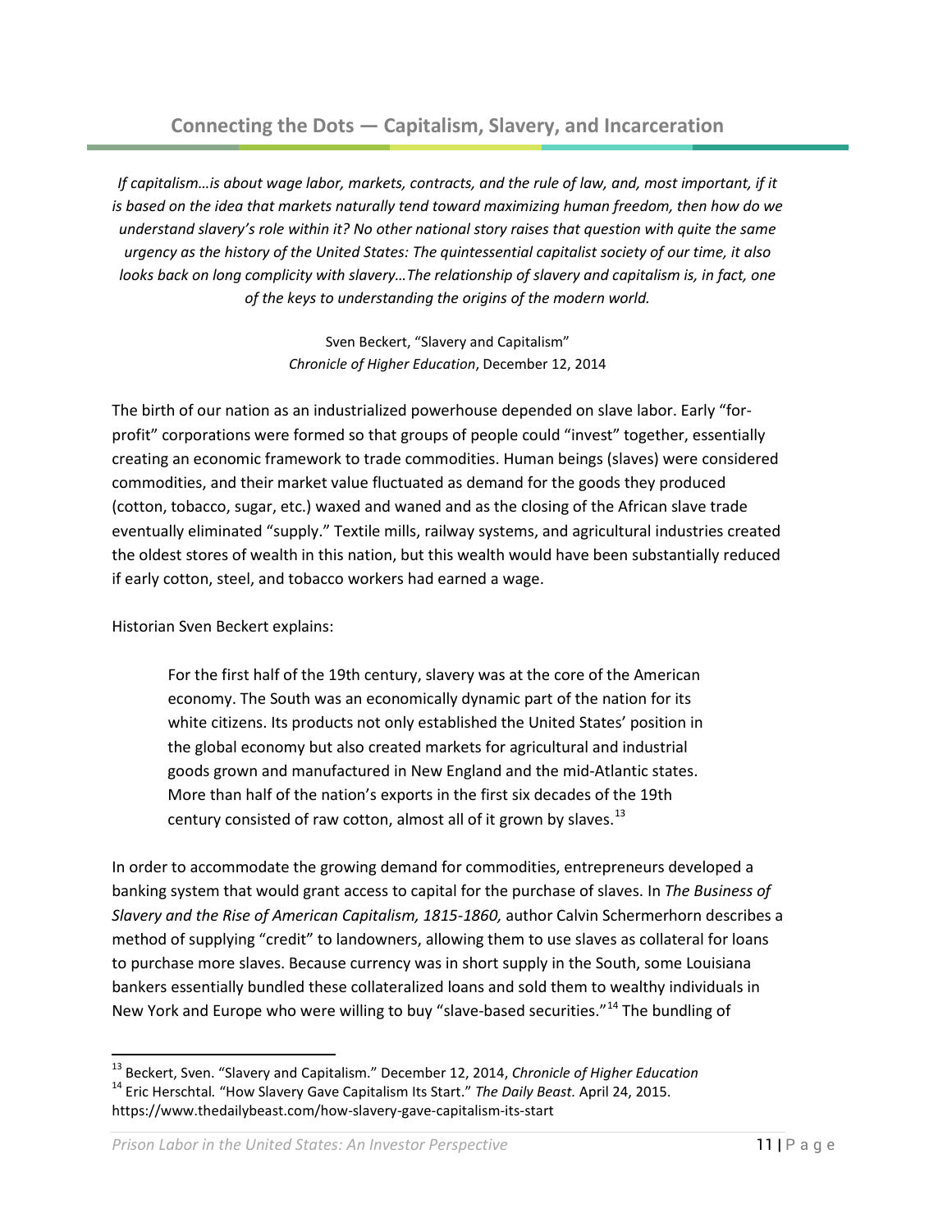## Connecting the Dots — Capitalism, Slavery, and Incarceration

*If capitalism…is about wage labor, markets, contracts, and the rule of law, and, most important, if it is based on the idea that markets naturally tend toward maximizing human freedom, then how do we understand slavery's role within it? No other national story raises that question with quite the same urgency as the history of the United States: The quintessential capitalist society of our time, it also looks back on long complicity with slavery…The relationship of slavery and capitalism is, in fact, one of the keys to understanding the origins of the modern world.*

Sven Beckert, "Slavery and Capitalism"
*Chronicle of Higher Education*, December 12, 2014

The birth of our nation as an industrialized powerhouse depended on slave labor. Early "for-profit" corporations were formed so that groups of people could "invest" together, essentially creating an economic framework to trade commodities. Human beings (slaves) were considered commodities, and their market value fluctuated as demand for the goods they produced (cotton, tobacco, sugar, etc.) waxed and waned and as the closing of the African slave trade eventually eliminated "supply." Textile mills, railway systems, and agricultural industries created the oldest stores of wealth in this nation, but this wealth would have been substantially reduced if early cotton, steel, and tobacco workers had earned a wage.

Historian Sven Beckert explains:

> For the first half of the 19th century, slavery was at the core of the American economy. The South was an economically dynamic part of the nation for its white citizens. Its products not only established the United States' position in the global economy but also created markets for agricultural and industrial goods grown and manufactured in New England and the mid-Atlantic states. More than half of the nation's exports in the first six decades of the 19th century consisted of raw cotton, almost all of it grown by slaves.[13]

In order to accommodate the growing demand for commodities, entrepreneurs developed a banking system that would grant access to capital for the purchase of slaves. In *The Business of Slavery and the Rise of American Capitalism, 1815-1860,* author Calvin Schermerhorn describes a method of supplying "credit" to landowners, allowing them to use slaves as collateral for loans to purchase more slaves. Because currency was in short supply in the South, some Louisiana bankers essentially bundled these collateralized loans and sold them to wealthy individuals in New York and Europe who were willing to buy "slave-based securities."[14] The bundling of

---

[13] Beckert, Sven. "Slavery and Capitalism." December 12, 2014, *Chronicle of Higher Education*

[14] Eric Herschtal. "How Slavery Gave Capitalism Its Start." *The Daily Beast.* April 24, 2015. https://www.thedailybeast.com/how-slavery-gave-capitalism-its-start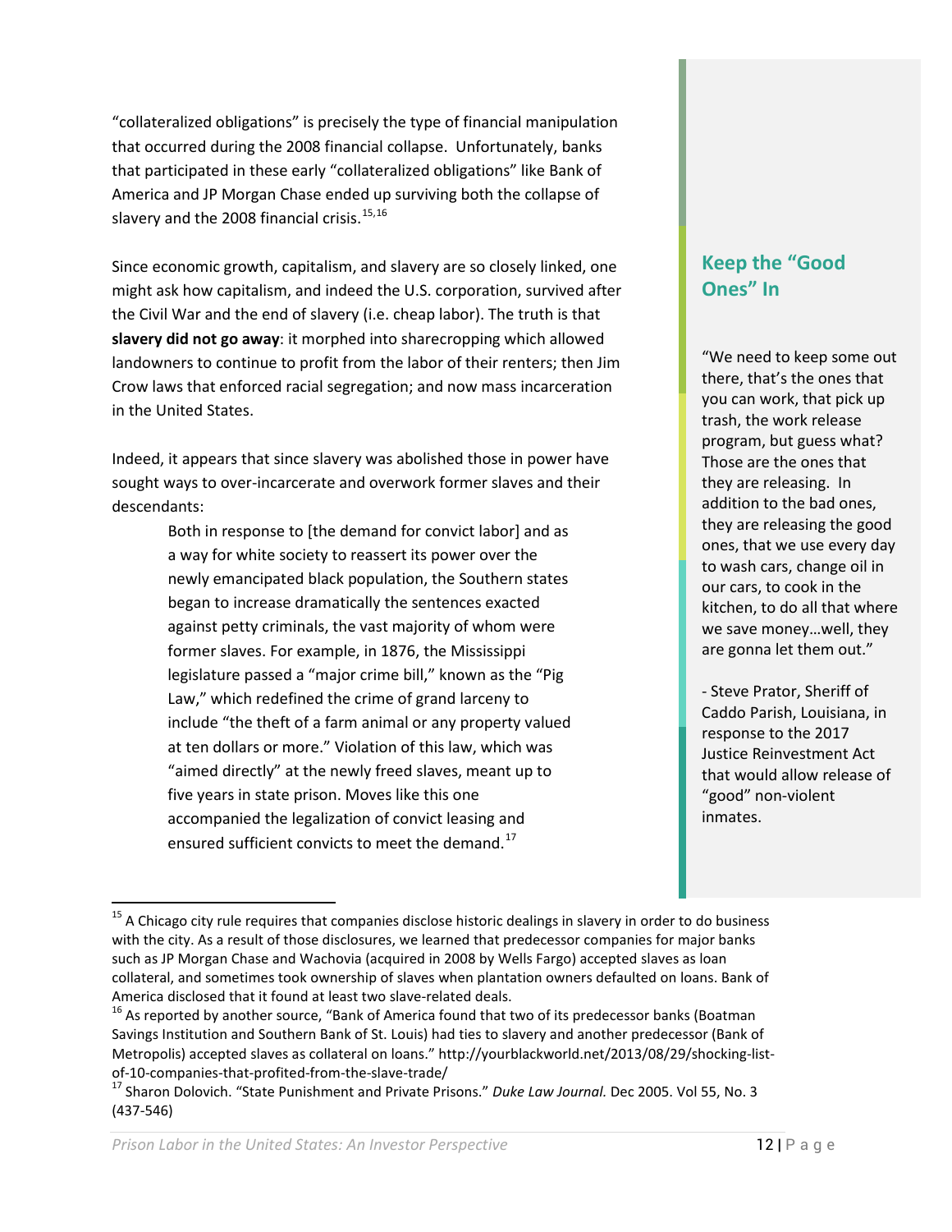"collateralized obligations" is precisely the type of financial manipulation that occurred during the 2008 financial collapse. Unfortunately, banks that participated in these early "collateralized obligations" like Bank of America and JP Morgan Chase ended up surviving both the collapse of slavery and the 2008 financial crisis.[15,16]

Since economic growth, capitalism, and slavery are so closely linked, one might ask how capitalism, and indeed the U.S. corporation, survived after the Civil War and the end of slavery (i.e. cheap labor). The truth is that **slavery did not go away**: it morphed into sharecropping which allowed landowners to continue to profit from the labor of their renters; then Jim Crow laws that enforced racial segregation; and now mass incarceration in the United States.

Indeed, it appears that since slavery was abolished those in power have sought ways to over-incarcerate and overwork former slaves and their descendants:

> Both in response to [the demand for convict labor] and as a way for white society to reassert its power over the newly emancipated black population, the Southern states began to increase dramatically the sentences exacted against petty criminals, the vast majority of whom were former slaves. For example, in 1876, the Mississippi legislature passed a "major crime bill," known as the "Pig Law," which redefined the crime of grand larceny to include "the theft of a farm animal or any property valued at ten dollars or more." Violation of this law, which was "aimed directly" at the newly freed slaves, meant up to five years in state prison. Moves like this one accompanied the legalization of convict leasing and ensured sufficient convicts to meet the demand.[17]

## Keep the "Good Ones" In

"We need to keep some out there, that's the ones that you can work, that pick up trash, the work release program, but guess what? Those are the ones that they are releasing. In addition to the bad ones, they are releasing the good ones, that we use every day to wash cars, change oil in our cars, to cook in the kitchen, to do all that where we save money…well, they are gonna let them out."

- Steve Prator, Sheriff of Caddo Parish, Louisiana, in response to the 2017 Justice Reinvestment Act that would allow release of "good" non-violent inmates.

---

[15] A Chicago city rule requires that companies disclose historic dealings in slavery in order to do business with the city. As a result of those disclosures, we learned that predecessor companies for major banks such as JP Morgan Chase and Wachovia (acquired in 2008 by Wells Fargo) accepted slaves as loan collateral, and sometimes took ownership of slaves when plantation owners defaulted on loans. Bank of America disclosed that it found at least two slave-related deals.

[16] As reported by another source, "Bank of America found that two of its predecessor banks (Boatman Savings Institution and Southern Bank of St. Louis) had ties to slavery and another predecessor (Bank of Metropolis) accepted slaves as collateral on loans." http://yourblackworld.net/2013/08/29/shocking-list-of-10-companies-that-profited-from-the-slave-trade/

[17] Sharon Dolovich. "State Punishment and Private Prisons." *Duke Law Journal.* Dec 2005. Vol 55, No. 3 (437-546)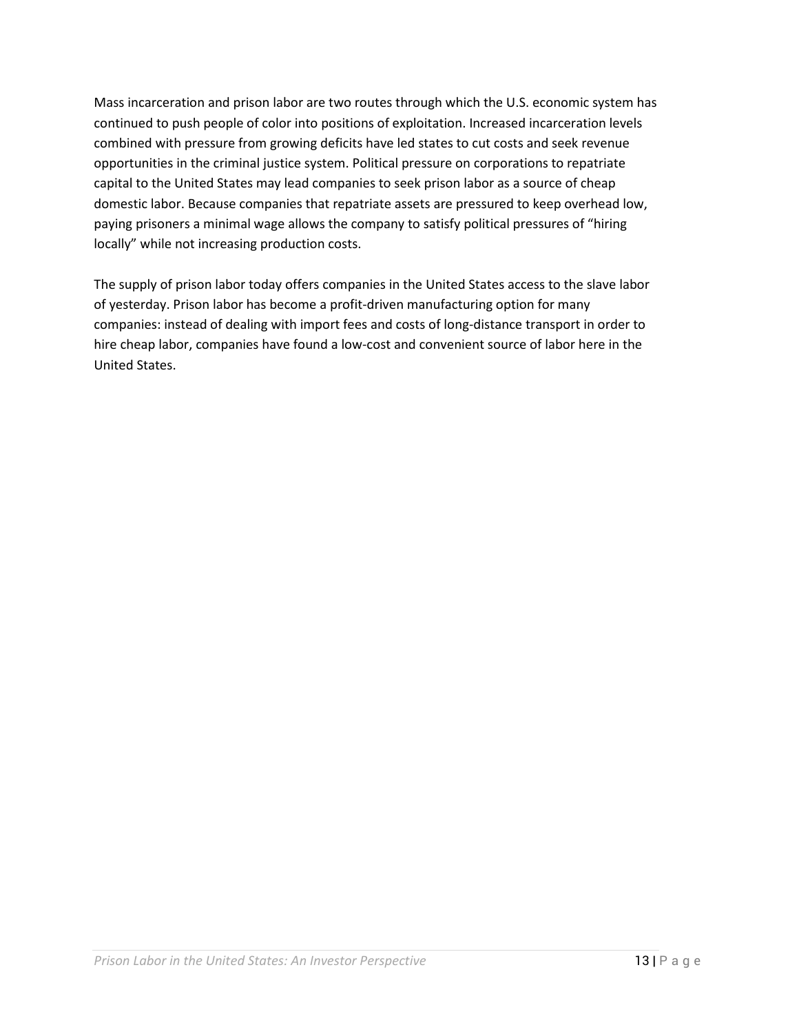Mass incarceration and prison labor are two routes through which the U.S. economic system has continued to push people of color into positions of exploitation. Increased incarceration levels combined with pressure from growing deficits have led states to cut costs and seek revenue opportunities in the criminal justice system. Political pressure on corporations to repatriate capital to the United States may lead companies to seek prison labor as a source of cheap domestic labor. Because companies that repatriate assets are pressured to keep overhead low, paying prisoners a minimal wage allows the company to satisfy political pressures of "hiring locally" while not increasing production costs.

The supply of prison labor today offers companies in the United States access to the slave labor of yesterday. Prison labor has become a profit-driven manufacturing option for many companies: instead of dealing with import fees and costs of long-distance transport in order to hire cheap labor, companies have found a low-cost and convenient source of labor here in the United States.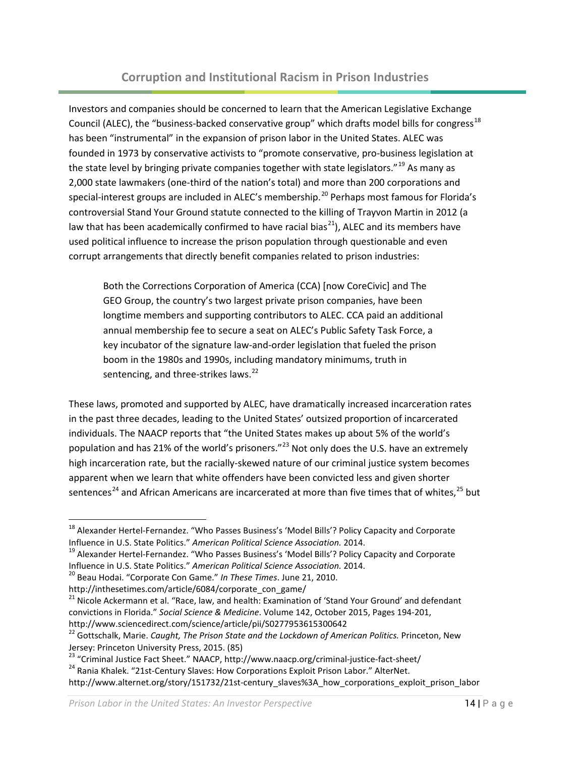## Corruption and Institutional Racism in Prison Industries

Investors and companies should be concerned to learn that the American Legislative Exchange Council (ALEC), the "business-backed conservative group" which drafts model bills for congress[18] has been "instrumental" in the expansion of prison labor in the United States. ALEC was founded in 1973 by conservative activists to "promote conservative, pro-business legislation at the state level by bringing private companies together with state legislators."[19] As many as 2,000 state lawmakers (one-third of the nation's total) and more than 200 corporations and special-interest groups are included in ALEC's membership.[20] Perhaps most famous for Florida's controversial Stand Your Ground statute connected to the killing of Trayvon Martin in 2012 (a law that has been academically confirmed to have racial bias[21]), ALEC and its members have used political influence to increase the prison population through questionable and even corrupt arrangements that directly benefit companies related to prison industries:

> Both the Corrections Corporation of America (CCA) [now CoreCivic] and The GEO Group, the country's two largest private prison companies, have been longtime members and supporting contributors to ALEC. CCA paid an additional annual membership fee to secure a seat on ALEC's Public Safety Task Force, a key incubator of the signature law-and-order legislation that fueled the prison boom in the 1980s and 1990s, including mandatory minimums, truth in sentencing, and three-strikes laws.[22]

These laws, promoted and supported by ALEC, have dramatically increased incarceration rates in the past three decades, leading to the United States' outsized proportion of incarcerated individuals. The NAACP reports that "the United States makes up about 5% of the world's population and has 21% of the world's prisoners."[23] Not only does the U.S. have an extremely high incarceration rate, but the racially-skewed nature of our criminal justice system becomes apparent when we learn that white offenders have been convicted less and given shorter sentences[24] and African Americans are incarcerated at more than five times that of whites,[25] but

---

[18] Alexander Hertel-Fernandez. "Who Passes Business's 'Model Bills'? Policy Capacity and Corporate Influence in U.S. State Politics." *American Political Science Association.* 2014.

[19] Alexander Hertel-Fernandez. "Who Passes Business's 'Model Bills'? Policy Capacity and Corporate Influence in U.S. State Politics." *American Political Science Association.* 2014.

[20] Beau Hodai. "Corporate Con Game." *In These Times*. June 21, 2010. http://inthesetimes.com/article/6084/corporate_con_game/

[21] Nicole Ackermann et al. "Race, law, and health: Examination of 'Stand Your Ground' and defendant convictions in Florida." *Social Science & Medicine*. Volume 142, October 2015, Pages 194-201, http://www.sciencedirect.com/science/article/pii/S0277953615300642

[22] Gottschalk, Marie. *Caught, The Prison State and the Lockdown of American Politics.* Princeton, New Jersey: Princeton University Press, 2015. (85)

[23] "Criminal Justice Fact Sheet." NAACP, http://www.naacp.org/criminal-justice-fact-sheet/

[24] Rania Khalek. "21st-Century Slaves: How Corporations Exploit Prison Labor." AlterNet. http://www.alternet.org/story/151732/21st-century_slaves%3A_how_corporations_exploit_prison_labor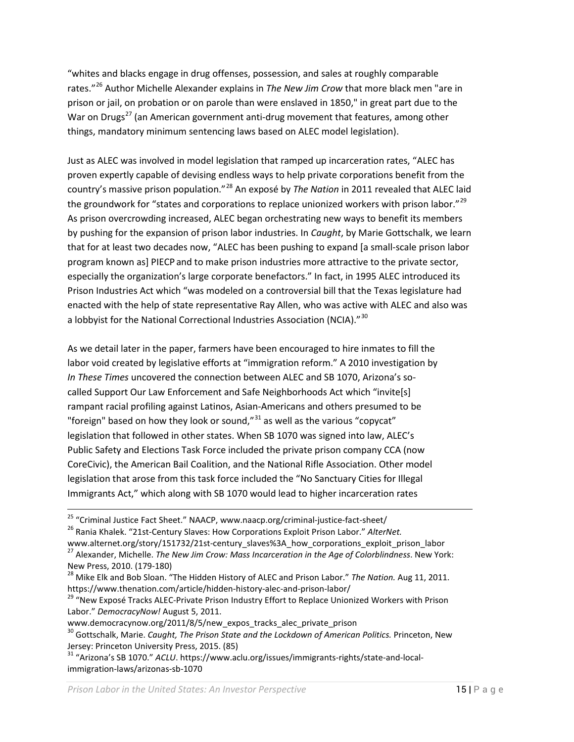"whites and blacks engage in drug offenses, possession, and sales at roughly comparable rates."[26] Author Michelle Alexander explains in *The New Jim Crow* that more black men "are in prison or jail, on probation or on parole than were enslaved in 1850," in great part due to the War on Drugs[27] (an American government anti-drug movement that features, among other things, mandatory minimum sentencing laws based on ALEC model legislation).

Just as ALEC was involved in model legislation that ramped up incarceration rates, "ALEC has proven expertly capable of devising endless ways to help private corporations benefit from the country's massive prison population."[28] An exposé by *The Nation* in 2011 revealed that ALEC laid the groundwork for "states and corporations to replace unionized workers with prison labor."[29] As prison overcrowding increased, ALEC began orchestrating new ways to benefit its members by pushing for the expansion of prison labor industries. In *Caught*, by Marie Gottschalk, we learn that for at least two decades now, "ALEC has been pushing to expand [a small-scale prison labor program known as] PIECP and to make prison industries more attractive to the private sector, especially the organization's large corporate benefactors." In fact, in 1995 ALEC introduced its Prison Industries Act which "was modeled on a controversial bill that the Texas legislature had enacted with the help of state representative Ray Allen, who was active with ALEC and also was a lobbyist for the National Correctional Industries Association (NCIA)."[30]

As we detail later in the paper, farmers have been encouraged to hire inmates to fill the labor void created by legislative efforts at "immigration reform." A 2010 investigation by *In These Times* uncovered the connection between ALEC and SB 1070, Arizona's so-called Support Our Law Enforcement and Safe Neighborhoods Act which "invite[s] rampant racial profiling against Latinos, Asian-Americans and others presumed to be "foreign" based on how they look or sound,"[31] as well as the various "copycat" legislation that followed in other states. When SB 1070 was signed into law, ALEC's Public Safety and Elections Task Force included the private prison company CCA (now CoreCivic), the American Bail Coalition, and the National Rifle Association. Other model legislation that arose from this task force included the "No Sanctuary Cities for Illegal Immigrants Act," which along with SB 1070 would lead to higher incarceration rates

---

[25] "Criminal Justice Fact Sheet." NAACP, www.naacp.org/criminal-justice-fact-sheet/

[26] Rania Khalek. "21st-Century Slaves: How Corporations Exploit Prison Labor." *AlterNet.* www.alternet.org/story/151732/21st-century_slaves%3A_how_corporations_exploit_prison_labor

[27] Alexander, Michelle. *The New Jim Crow: Mass Incarceration in the Age of Colorblindness*. New York: New Press, 2010. (179-180)

[28] Mike Elk and Bob Sloan. "The Hidden History of ALEC and Prison Labor." *The Nation.* Aug 11, 2011. https://www.thenation.com/article/hidden-history-alec-and-prison-labor/

[29] "New Exposé Tracks ALEC-Private Prison Industry Effort to Replace Unionized Workers with Prison Labor." *DemocracyNow!* August 5, 2011. www.democracynow.org/2011/8/5/new_expos_tracks_alec_private_prison

[30] Gottschalk, Marie. *Caught, The Prison State and the Lockdown of American Politics.* Princeton, New Jersey: Princeton University Press, 2015. (85)

[31] "Arizona's SB 1070." *ACLU*. https://www.aclu.org/issues/immigrants-rights/state-and-local-immigration-laws/arizonas-sb-1070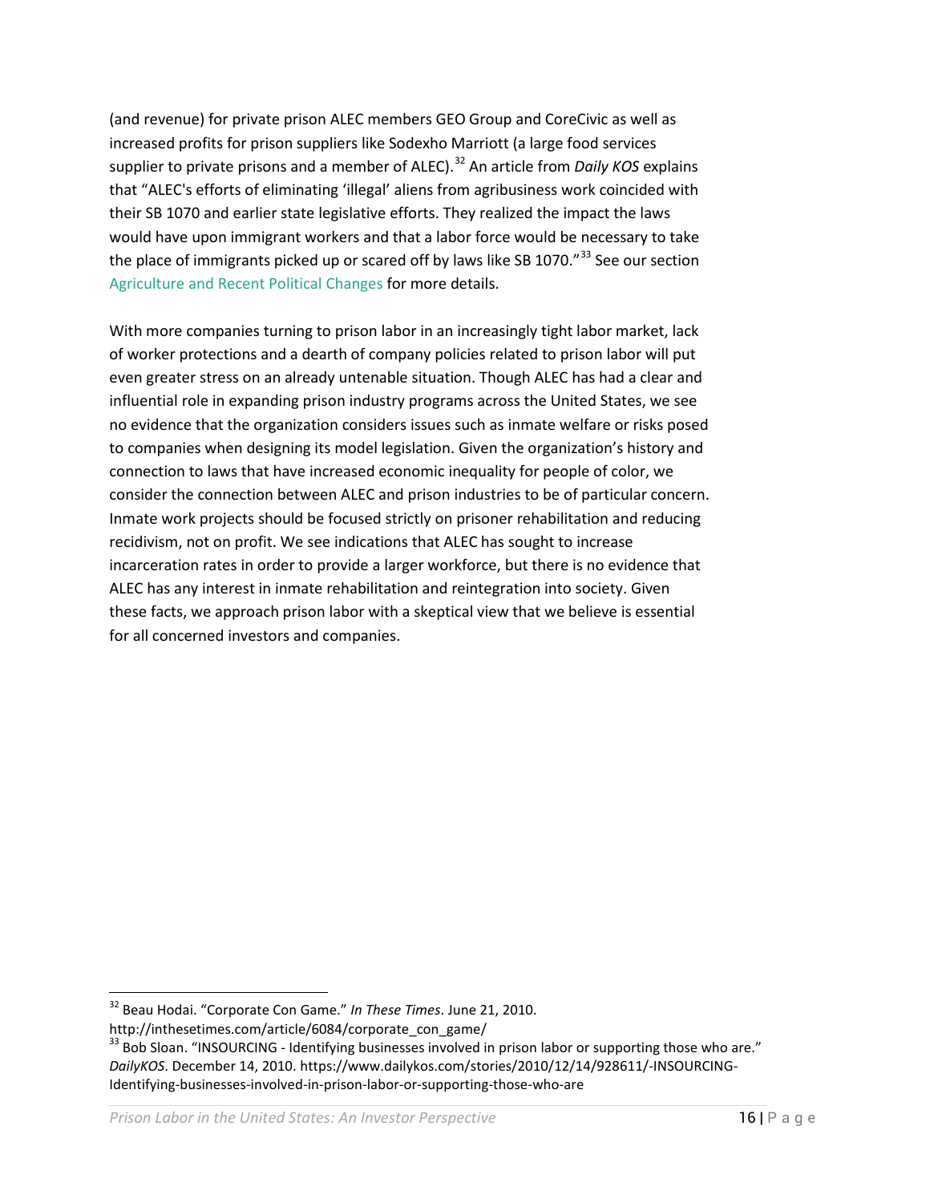(and revenue) for private prison ALEC members GEO Group and CoreCivic as well as increased profits for prison suppliers like Sodexho Marriott (a large food services supplier to private prisons and a member of ALEC).[32] An article from *Daily KOS* explains that "ALEC's efforts of eliminating 'illegal' aliens from agribusiness work coincided with their SB 1070 and earlier state legislative efforts. They realized the impact the laws would have upon immigrant workers and that a labor force would be necessary to take the place of immigrants picked up or scared off by laws like SB 1070."[33] See our section Agriculture and Recent Political Changes for more details.

With more companies turning to prison labor in an increasingly tight labor market, lack of worker protections and a dearth of company policies related to prison labor will put even greater stress on an already untenable situation. Though ALEC has had a clear and influential role in expanding prison industry programs across the United States, we see no evidence that the organization considers issues such as inmate welfare or risks posed to companies when designing its model legislation. Given the organization's history and connection to laws that have increased economic inequality for people of color, we consider the connection between ALEC and prison industries to be of particular concern. Inmate work projects should be focused strictly on prisoner rehabilitation and reducing recidivism, not on profit. We see indications that ALEC has sought to increase incarceration rates in order to provide a larger workforce, but there is no evidence that ALEC has any interest in inmate rehabilitation and reintegration into society. Given these facts, we approach prison labor with a skeptical view that we believe is essential for all concerned investors and companies.

---

[32] Beau Hodai. "Corporate Con Game." *In These Times*. June 21, 2010. http://inthesetimes.com/article/6084/corporate_con_game/

[33] Bob Sloan. "INSOURCING - Identifying businesses involved in prison labor or supporting those who are." *DailyKOS*. December 14, 2010. https://www.dailykos.com/stories/2010/12/14/928611/-INSOURCING-Identifying-businesses-involved-in-prison-labor-or-supporting-those-who-are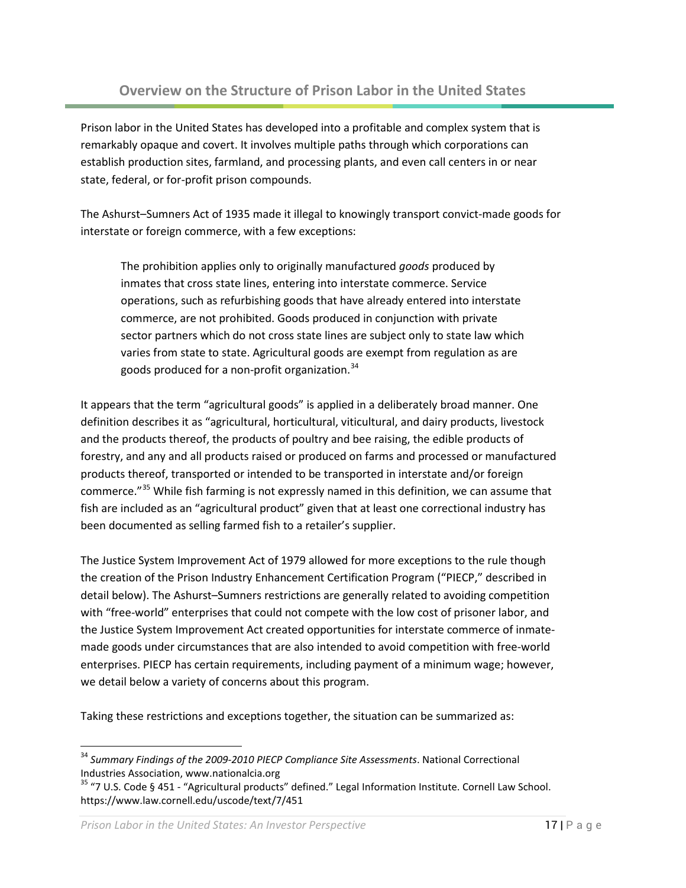## Overview on the Structure of Prison Labor in the United States

Prison labor in the United States has developed into a profitable and complex system that is remarkably opaque and covert. It involves multiple paths through which corporations can establish production sites, farmland, and processing plants, and even call centers in or near state, federal, or for-profit prison compounds.

The Ashurst–Sumners Act of 1935 made it illegal to knowingly transport convict-made goods for interstate or foreign commerce, with a few exceptions:

> The prohibition applies only to originally manufactured *goods* produced by inmates that cross state lines, entering into interstate commerce. Service operations, such as refurbishing goods that have already entered into interstate commerce, are not prohibited. Goods produced in conjunction with private sector partners which do not cross state lines are subject only to state law which varies from state to state. Agricultural goods are exempt from regulation as are goods produced for a non-profit organization.[34]

It appears that the term "agricultural goods" is applied in a deliberately broad manner. One definition describes it as "agricultural, horticultural, viticultural, and dairy products, livestock and the products thereof, the products of poultry and bee raising, the edible products of forestry, and any and all products raised or produced on farms and processed or manufactured products thereof, transported or intended to be transported in interstate and/or foreign commerce."[35] While fish farming is not expressly named in this definition, we can assume that fish are included as an "agricultural product" given that at least one correctional industry has been documented as selling farmed fish to a retailer's supplier.

The Justice System Improvement Act of 1979 allowed for more exceptions to the rule though the creation of the Prison Industry Enhancement Certification Program ("PIECP," described in detail below). The Ashurst–Sumners restrictions are generally related to avoiding competition with "free-world" enterprises that could not compete with the low cost of prisoner labor, and the Justice System Improvement Act created opportunities for interstate commerce of inmate-made goods under circumstances that are also intended to avoid competition with free-world enterprises. PIECP has certain requirements, including payment of a minimum wage; however, we detail below a variety of concerns about this program.

Taking these restrictions and exceptions together, the situation can be summarized as:

---

[34] *Summary Findings of the 2009-2010 PIECP Compliance Site Assessments*. National Correctional Industries Association, www.nationalcia.org

[35] "7 U.S. Code § 451 - "Agricultural products" defined." Legal Information Institute. Cornell Law School. https://www.law.cornell.edu/uscode/text/7/451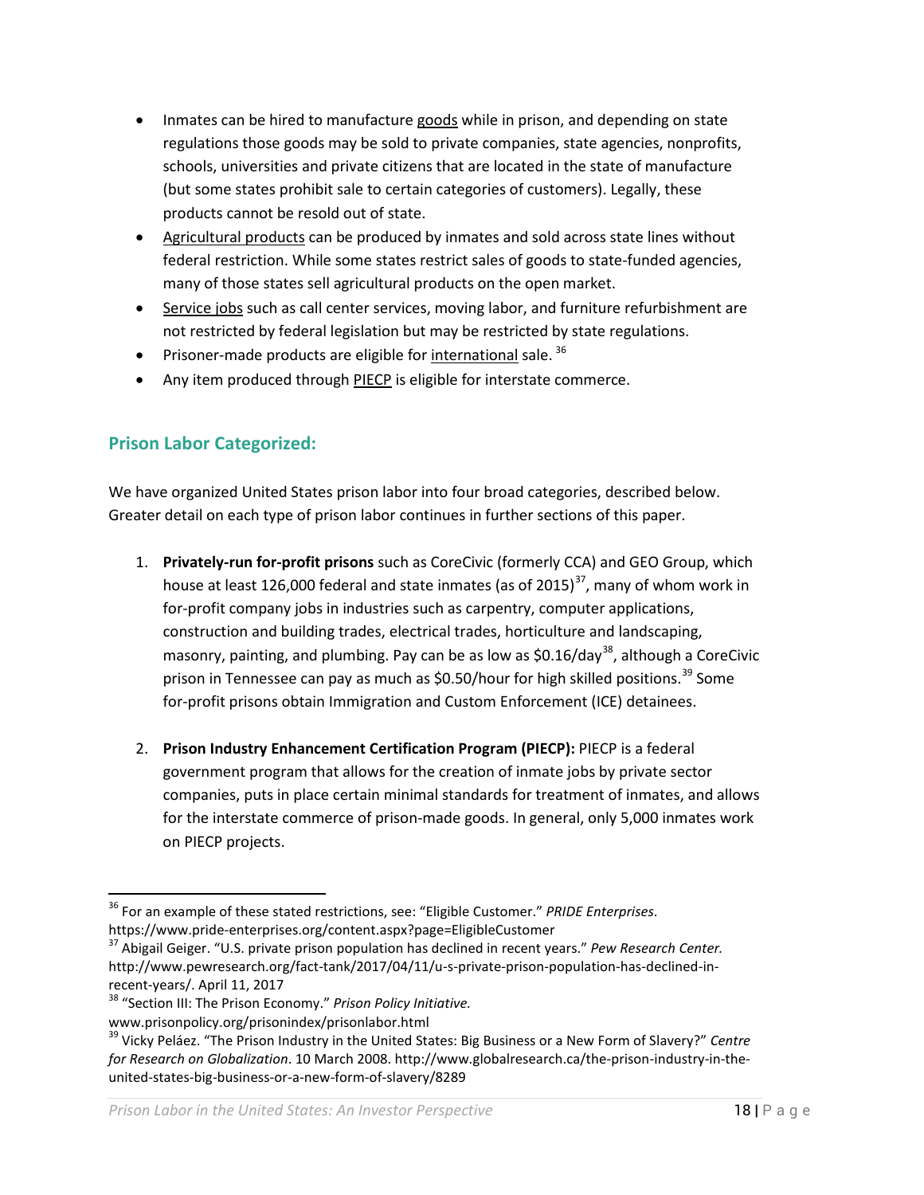- Inmates can be hired to manufacture goods while in prison, and depending on state regulations those goods may be sold to private companies, state agencies, nonprofits, schools, universities and private citizens that are located in the state of manufacture (but some states prohibit sale to certain categories of customers). Legally, these products cannot be resold out of state.
- Agricultural products can be produced by inmates and sold across state lines without federal restriction. While some states restrict sales of goods to state-funded agencies, many of those states sell agricultural products on the open market.
- Service jobs such as call center services, moving labor, and furniture refurbishment are not restricted by federal legislation but may be restricted by state regulations.
- Prisoner-made products are eligible for international sale. [36]
- Any item produced through PIECP is eligible for interstate commerce.

## Prison Labor Categorized:

We have organized United States prison labor into four broad categories, described below. Greater detail on each type of prison labor continues in further sections of this paper.

1. **Privately-run for-profit prisons** such as CoreCivic (formerly CCA) and GEO Group, which house at least 126,000 federal and state inmates (as of 2015)[37], many of whom work in for-profit company jobs in industries such as carpentry, computer applications, construction and building trades, electrical trades, horticulture and landscaping, masonry, painting, and plumbing. Pay can be as low as $0.16/day[38], although a CoreCivic prison in Tennessee can pay as much as $0.50/hour for high skilled positions.[39] Some for-profit prisons obtain Immigration and Custom Enforcement (ICE) detainees.

2. **Prison Industry Enhancement Certification Program (PIECP):** PIECP is a federal government program that allows for the creation of inmate jobs by private sector companies, puts in place certain minimal standards for treatment of inmates, and allows for the interstate commerce of prison-made goods. In general, only 5,000 inmates work on PIECP projects.

---

[36] For an example of these stated restrictions, see: "Eligible Customer." *PRIDE Enterprises*. https://www.pride-enterprises.org/content.aspx?page=EligibleCustomer

[37] Abigail Geiger. "U.S. private prison population has declined in recent years." *Pew Research Center.* http://www.pewresearch.org/fact-tank/2017/04/11/u-s-private-prison-population-has-declined-in-recent-years/. April 11, 2017

[38] "Section III: The Prison Economy." *Prison Policy Initiative.* www.prisonpolicy.org/prisonindex/prisonlabor.html

[39] Vicky Peláez. "The Prison Industry in the United States: Big Business or a New Form of Slavery?" *Centre for Research on Globalization*. 10 March 2008. http://www.globalresearch.ca/the-prison-industry-in-the-united-states-big-business-or-a-new-form-of-slavery/8289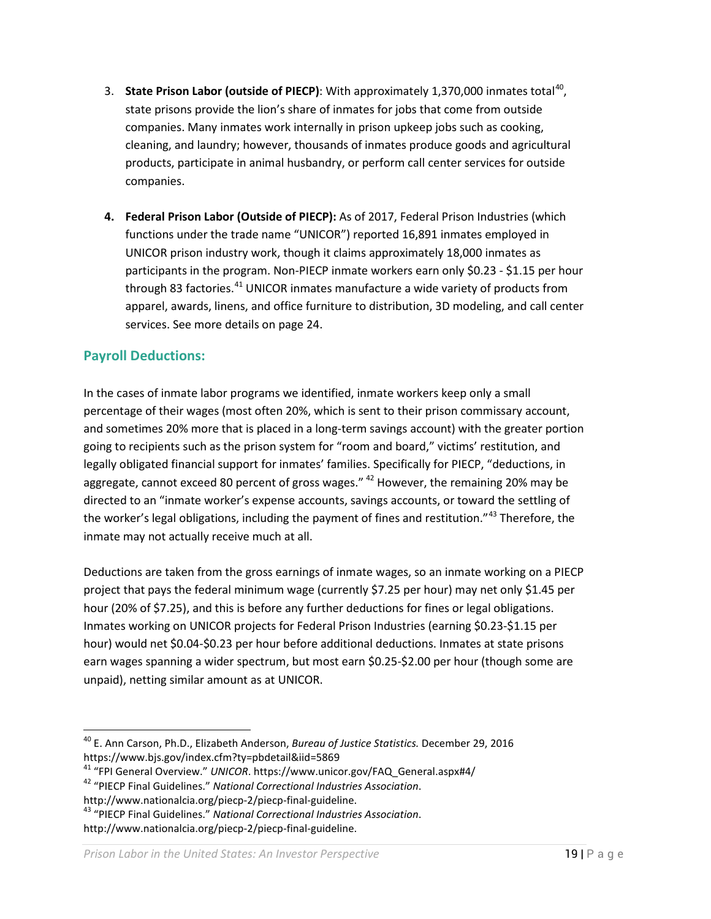3. **State Prison Labor (outside of PIECP)**: With approximately 1,370,000 inmates total[40], state prisons provide the lion's share of inmates for jobs that come from outside companies. Many inmates work internally in prison upkeep jobs such as cooking, cleaning, and laundry; however, thousands of inmates produce goods and agricultural products, participate in animal husbandry, or perform call center services for outside companies.

4. **Federal Prison Labor (Outside of PIECP):** As of 2017, Federal Prison Industries (which functions under the trade name "UNICOR") reported 16,891 inmates employed in UNICOR prison industry work, though it claims approximately 18,000 inmates as participants in the program. Non-PIECP inmate workers earn only \$0.23 - \$1.15 per hour through 83 factories.[41] UNICOR inmates manufacture a wide variety of products from apparel, awards, linens, and office furniture to distribution, 3D modeling, and call center services. See more details on page 24.

## Payroll Deductions:

In the cases of inmate labor programs we identified, inmate workers keep only a small percentage of their wages (most often 20%, which is sent to their prison commissary account, and sometimes 20% more that is placed in a long-term savings account) with the greater portion going to recipients such as the prison system for "room and board," victims' restitution, and legally obligated financial support for inmates' families. Specifically for PIECP, "deductions, in aggregate, cannot exceed 80 percent of gross wages." [42] However, the remaining 20% may be directed to an "inmate worker's expense accounts, savings accounts, or toward the settling of the worker's legal obligations, including the payment of fines and restitution."[43] Therefore, the inmate may not actually receive much at all.

Deductions are taken from the gross earnings of inmate wages, so an inmate working on a PIECP project that pays the federal minimum wage (currently \$7.25 per hour) may net only \$1.45 per hour (20% of \$7.25), and this is before any further deductions for fines or legal obligations. Inmates working on UNICOR projects for Federal Prison Industries (earning \$0.23-\$1.15 per hour) would net \$0.04-\$0.23 per hour before additional deductions. Inmates at state prisons earn wages spanning a wider spectrum, but most earn \$0.25-\$2.00 per hour (though some are unpaid), netting similar amount as at UNICOR.

---

[40] E. Ann Carson, Ph.D., Elizabeth Anderson, *Bureau of Justice Statistics.* December 29, 2016 https://www.bjs.gov/index.cfm?ty=pbdetail&iid=5869

[41] "FPI General Overview." *UNICOR*. https://www.unicor.gov/FAQ_General.aspx#4/

[42] "PIECP Final Guidelines." *National Correctional Industries Association*. http://www.nationalcia.org/piecp-2/piecp-final-guideline.

[43] "PIECP Final Guidelines." *National Correctional Industries Association*. http://www.nationalcia.org/piecp-2/piecp-final-guideline.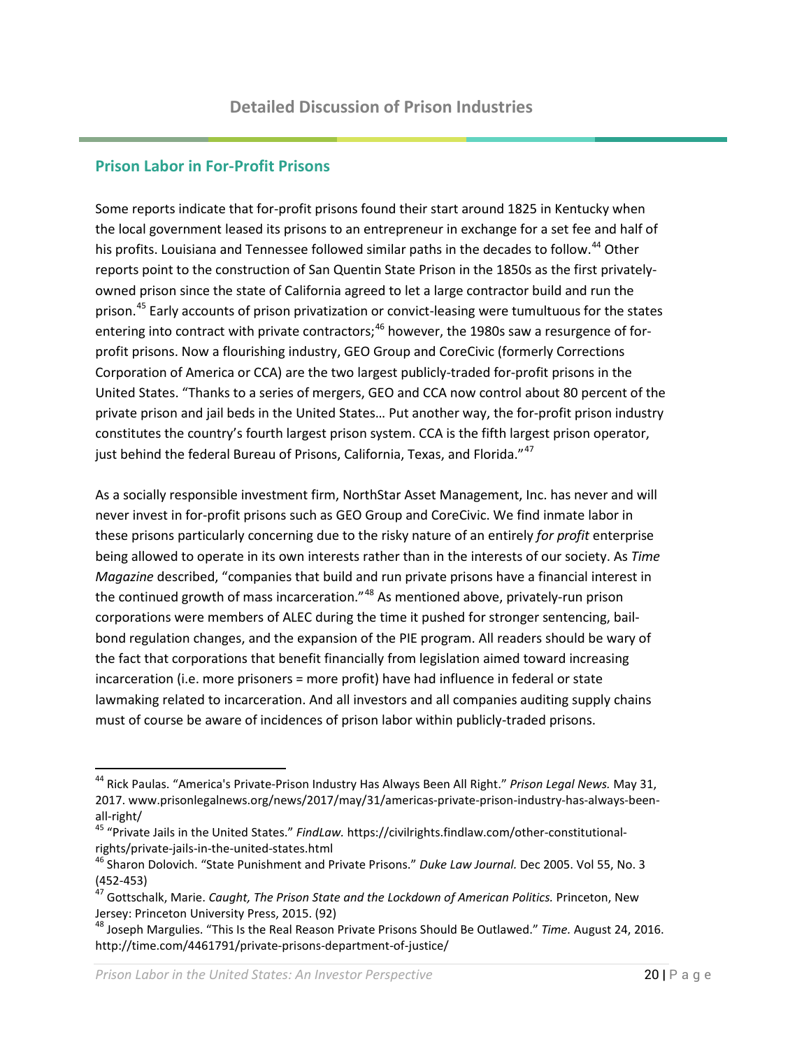# Detailed Discussion of Prison Industries

## Prison Labor in For-Profit Prisons

Some reports indicate that for-profit prisons found their start around 1825 in Kentucky when the local government leased its prisons to an entrepreneur in exchange for a set fee and half of his profits. Louisiana and Tennessee followed similar paths in the decades to follow.[44] Other reports point to the construction of San Quentin State Prison in the 1850s as the first privately-owned prison since the state of California agreed to let a large contractor build and run the prison.[45] Early accounts of prison privatization or convict-leasing were tumultuous for the states entering into contract with private contractors;[46] however, the 1980s saw a resurgence of for-profit prisons. Now a flourishing industry, GEO Group and CoreCivic (formerly Corrections Corporation of America or CCA) are the two largest publicly-traded for-profit prisons in the United States. "Thanks to a series of mergers, GEO and CCA now control about 80 percent of the private prison and jail beds in the United States… Put another way, the for-profit prison industry constitutes the country's fourth largest prison system. CCA is the fifth largest prison operator, just behind the federal Bureau of Prisons, California, Texas, and Florida."[47]

As a socially responsible investment firm, NorthStar Asset Management, Inc. has never and will never invest in for-profit prisons such as GEO Group and CoreCivic. We find inmate labor in these prisons particularly concerning due to the risky nature of an entirely *for profit* enterprise being allowed to operate in its own interests rather than in the interests of our society. As *Time Magazine* described, "companies that build and run private prisons have a financial interest in the continued growth of mass incarceration."[48] As mentioned above, privately-run prison corporations were members of ALEC during the time it pushed for stronger sentencing, bail-bond regulation changes, and the expansion of the PIE program. All readers should be wary of the fact that corporations that benefit financially from legislation aimed toward increasing incarceration (i.e. more prisoners = more profit) have had influence in federal or state lawmaking related to incarceration. And all investors and all companies auditing supply chains must of course be aware of incidences of prison labor within publicly-traded prisons.

---

[44] Rick Paulas. "America's Private-Prison Industry Has Always Been All Right." *Prison Legal News.* May 31, 2017. www.prisonlegalnews.org/news/2017/may/31/americas-private-prison-industry-has-always-been-all-right/

[45] "Private Jails in the United States." *FindLaw.* https://civilrights.findlaw.com/other-constitutional-rights/private-jails-in-the-united-states.html

[46] Sharon Dolovich. "State Punishment and Private Prisons." *Duke Law Journal.* Dec 2005. Vol 55, No. 3 (452-453)

[47] Gottschalk, Marie. *Caught, The Prison State and the Lockdown of American Politics.* Princeton, New Jersey: Princeton University Press, 2015. (92)

[48] Joseph Margulies. "This Is the Real Reason Private Prisons Should Be Outlawed." *Time.* August 24, 2016. http://time.com/4461791/private-prisons-department-of-justice/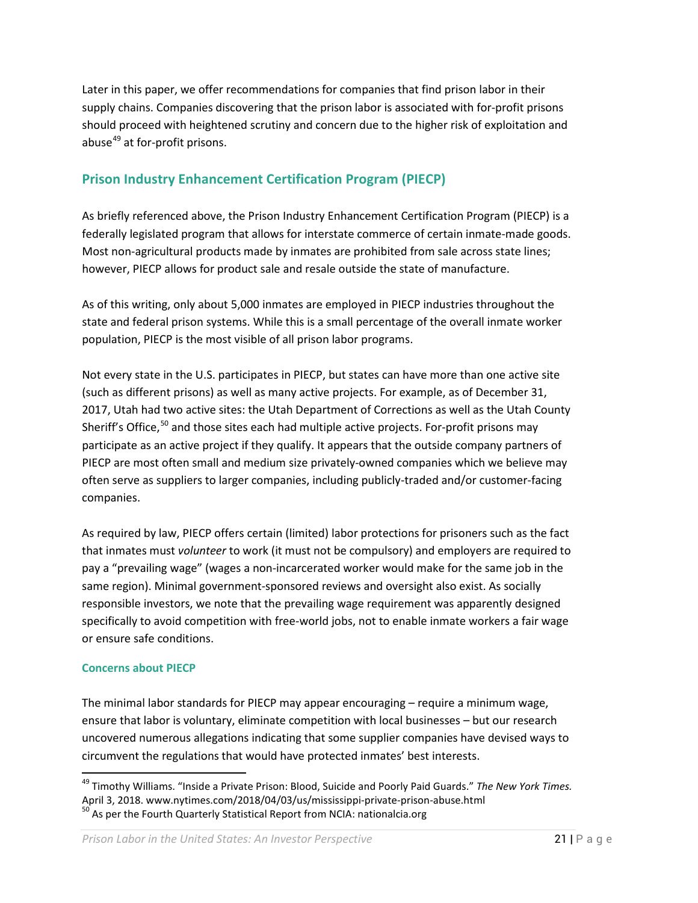Later in this paper, we offer recommendations for companies that find prison labor in their supply chains. Companies discovering that the prison labor is associated with for-profit prisons should proceed with heightened scrutiny and concern due to the higher risk of exploitation and abuse[49] at for-profit prisons.

## Prison Industry Enhancement Certification Program (PIECP)

As briefly referenced above, the Prison Industry Enhancement Certification Program (PIECP) is a federally legislated program that allows for interstate commerce of certain inmate-made goods. Most non-agricultural products made by inmates are prohibited from sale across state lines; however, PIECP allows for product sale and resale outside the state of manufacture.

As of this writing, only about 5,000 inmates are employed in PIECP industries throughout the state and federal prison systems. While this is a small percentage of the overall inmate worker population, PIECP is the most visible of all prison labor programs.

Not every state in the U.S. participates in PIECP, but states can have more than one active site (such as different prisons) as well as many active projects. For example, as of December 31, 2017, Utah had two active sites: the Utah Department of Corrections as well as the Utah County Sheriff's Office,[50] and those sites each had multiple active projects. For-profit prisons may participate as an active project if they qualify. It appears that the outside company partners of PIECP are most often small and medium size privately-owned companies which we believe may often serve as suppliers to larger companies, including publicly-traded and/or customer-facing companies.

As required by law, PIECP offers certain (limited) labor protections for prisoners such as the fact that inmates must *volunteer* to work (it must not be compulsory) and employers are required to pay a "prevailing wage" (wages a non-incarcerated worker would make for the same job in the same region). Minimal government-sponsored reviews and oversight also exist. As socially responsible investors, we note that the prevailing wage requirement was apparently designed specifically to avoid competition with free-world jobs, not to enable inmate workers a fair wage or ensure safe conditions.

### Concerns about PIECP

The minimal labor standards for PIECP may appear encouraging – require a minimum wage, ensure that labor is voluntary, eliminate competition with local businesses – but our research uncovered numerous allegations indicating that some supplier companies have devised ways to circumvent the regulations that would have protected inmates' best interests.

---

[49] Timothy Williams. "Inside a Private Prison: Blood, Suicide and Poorly Paid Guards." *The New York Times.* April 3, 2018. www.nytimes.com/2018/04/03/us/mississippi-private-prison-abuse.html

[50] As per the Fourth Quarterly Statistical Report from NCIA: nationalcia.org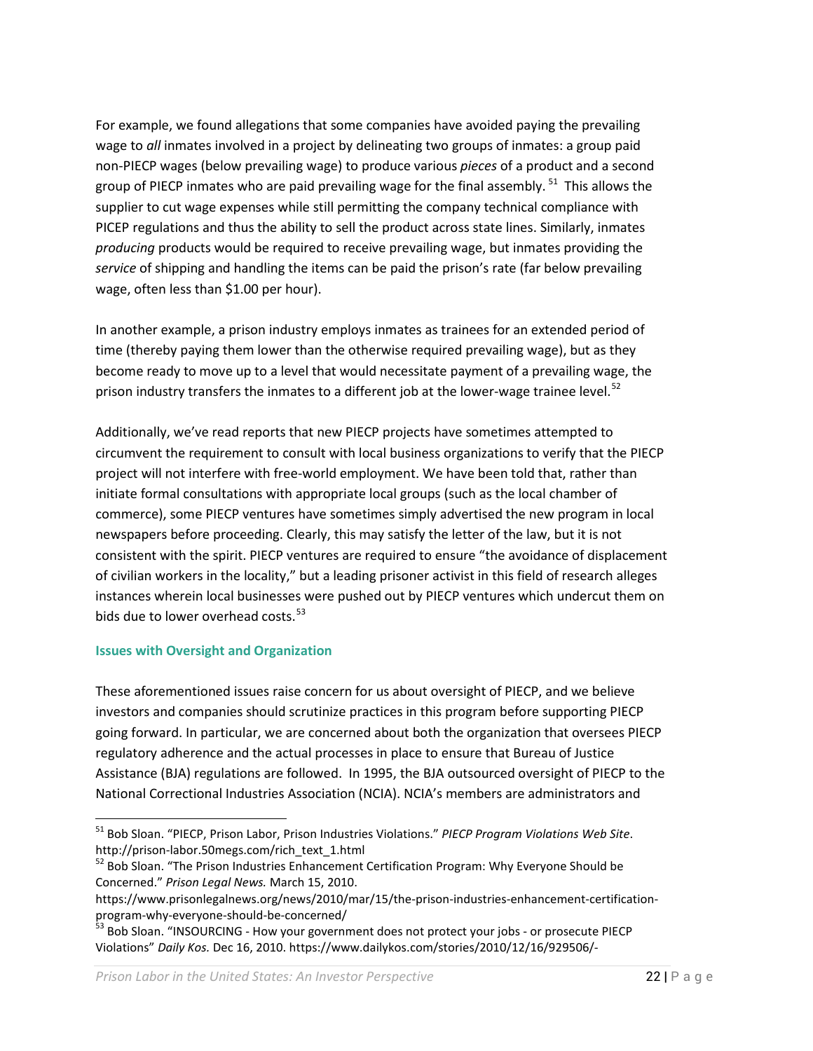For example, we found allegations that some companies have avoided paying the prevailing wage to *all* inmates involved in a project by delineating two groups of inmates: a group paid non-PIECP wages (below prevailing wage) to produce various *pieces* of a product and a second group of PIECP inmates who are paid prevailing wage for the final assembly.[51] This allows the supplier to cut wage expenses while still permitting the company technical compliance with PICEP regulations and thus the ability to sell the product across state lines. Similarly, inmates *producing* products would be required to receive prevailing wage, but inmates providing the *service* of shipping and handling the items can be paid the prison's rate (far below prevailing wage, often less than $1.00 per hour).

In another example, a prison industry employs inmates as trainees for an extended period of time (thereby paying them lower than the otherwise required prevailing wage), but as they become ready to move up to a level that would necessitate payment of a prevailing wage, the prison industry transfers the inmates to a different job at the lower-wage trainee level.[52]

Additionally, we've read reports that new PIECP projects have sometimes attempted to circumvent the requirement to consult with local business organizations to verify that the PIECP project will not interfere with free-world employment. We have been told that, rather than initiate formal consultations with appropriate local groups (such as the local chamber of commerce), some PIECP ventures have sometimes simply advertised the new program in local newspapers before proceeding. Clearly, this may satisfy the letter of the law, but it is not consistent with the spirit. PIECP ventures are required to ensure "the avoidance of displacement of civilian workers in the locality," but a leading prisoner activist in this field of research alleges instances wherein local businesses were pushed out by PIECP ventures which undercut them on bids due to lower overhead costs.[53]

### Issues with Oversight and Organization

These aforementioned issues raise concern for us about oversight of PIECP, and we believe investors and companies should scrutinize practices in this program before supporting PIECP going forward. In particular, we are concerned about both the organization that oversees PIECP regulatory adherence and the actual processes in place to ensure that Bureau of Justice Assistance (BJA) regulations are followed. In 1995, the BJA outsourced oversight of PIECP to the National Correctional Industries Association (NCIA). NCIA's members are administrators and

---

[51] Bob Sloan. "PIECP, Prison Labor, Prison Industries Violations." *PIECP Program Violations Web Site*. http://prison-labor.50megs.com/rich_text_1.html

[52] Bob Sloan. "The Prison Industries Enhancement Certification Program: Why Everyone Should be Concerned." *Prison Legal News.* March 15, 2010. https://www.prisonlegalnews.org/news/2010/mar/15/the-prison-industries-enhancement-certification-program-why-everyone-should-be-concerned/

[53] Bob Sloan. "INSOURCING - How your government does not protect your jobs - or prosecute PIECP Violations" *Daily Kos.* Dec 16, 2010. https://www.dailykos.com/stories/2010/12/16/929506/-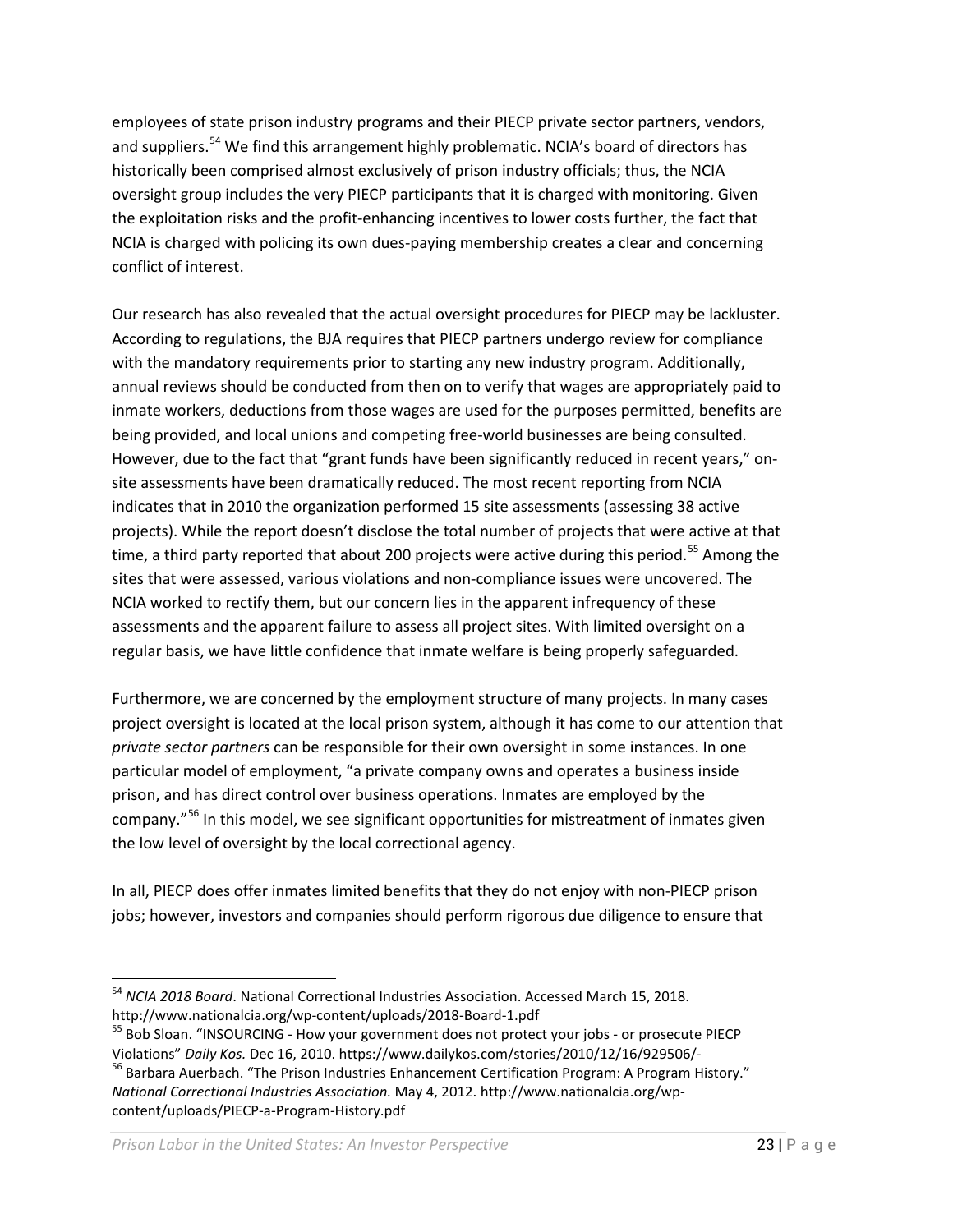employees of state prison industry programs and their PIECP private sector partners, vendors, and suppliers.[54] We find this arrangement highly problematic. NCIA's board of directors has historically been comprised almost exclusively of prison industry officials; thus, the NCIA oversight group includes the very PIECP participants that it is charged with monitoring. Given the exploitation risks and the profit-enhancing incentives to lower costs further, the fact that NCIA is charged with policing its own dues-paying membership creates a clear and concerning conflict of interest.

Our research has also revealed that the actual oversight procedures for PIECP may be lackluster. According to regulations, the BJA requires that PIECP partners undergo review for compliance with the mandatory requirements prior to starting any new industry program. Additionally, annual reviews should be conducted from then on to verify that wages are appropriately paid to inmate workers, deductions from those wages are used for the purposes permitted, benefits are being provided, and local unions and competing free-world businesses are being consulted. However, due to the fact that "grant funds have been significantly reduced in recent years," on-site assessments have been dramatically reduced. The most recent reporting from NCIA indicates that in 2010 the organization performed 15 site assessments (assessing 38 active projects). While the report doesn't disclose the total number of projects that were active at that time, a third party reported that about 200 projects were active during this period.[55] Among the sites that were assessed, various violations and non-compliance issues were uncovered. The NCIA worked to rectify them, but our concern lies in the apparent infrequency of these assessments and the apparent failure to assess all project sites. With limited oversight on a regular basis, we have little confidence that inmate welfare is being properly safeguarded.

Furthermore, we are concerned by the employment structure of many projects. In many cases project oversight is located at the local prison system, although it has come to our attention that *private sector partners* can be responsible for their own oversight in some instances. In one particular model of employment, "a private company owns and operates a business inside prison, and has direct control over business operations. Inmates are employed by the company."[56] In this model, we see significant opportunities for mistreatment of inmates given the low level of oversight by the local correctional agency.

In all, PIECP does offer inmates limited benefits that they do not enjoy with non-PIECP prison jobs; however, investors and companies should perform rigorous due diligence to ensure that

---

[54] *NCIA 2018 Board*. National Correctional Industries Association. Accessed March 15, 2018. http://www.nationalcia.org/wp-content/uploads/2018-Board-1.pdf

[55] Bob Sloan. "INSOURCING - How your government does not protect your jobs - or prosecute PIECP Violations" *Daily Kos.* Dec 16, 2010. https://www.dailykos.com/stories/2010/12/16/929506/-

[56] Barbara Auerbach. "The Prison Industries Enhancement Certification Program: A Program History." *National Correctional Industries Association.* May 4, 2012. http://www.nationalcia.org/wp-content/uploads/PIECP-a-Program-History.pdf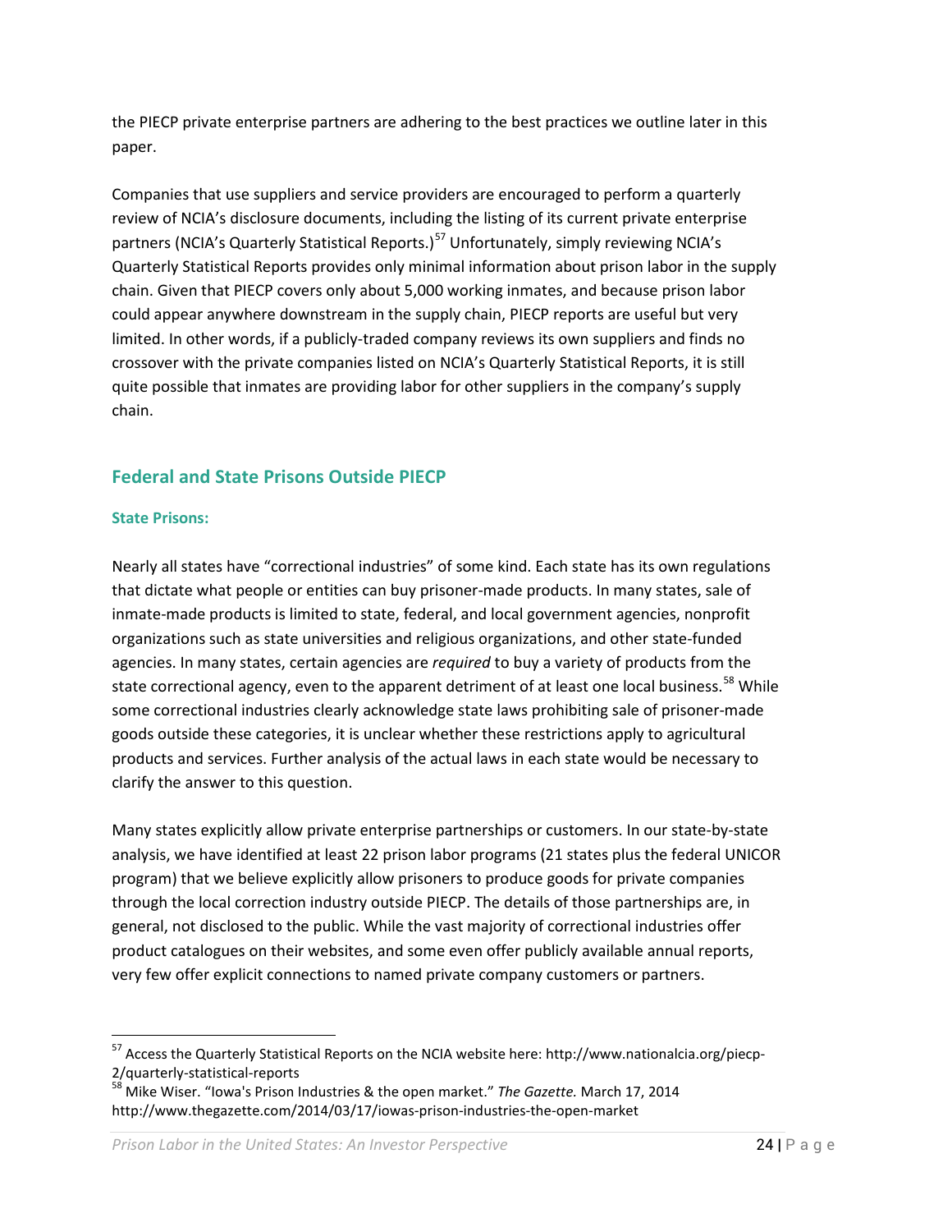the PIECP private enterprise partners are adhering to the best practices we outline later in this paper.

Companies that use suppliers and service providers are encouraged to perform a quarterly review of NCIA's disclosure documents, including the listing of its current private enterprise partners (NCIA's Quarterly Statistical Reports.)[57] Unfortunately, simply reviewing NCIA's Quarterly Statistical Reports provides only minimal information about prison labor in the supply chain. Given that PIECP covers only about 5,000 working inmates, and because prison labor could appear anywhere downstream in the supply chain, PIECP reports are useful but very limited. In other words, if a publicly-traded company reviews its own suppliers and finds no crossover with the private companies listed on NCIA's Quarterly Statistical Reports, it is still quite possible that inmates are providing labor for other suppliers in the company's supply chain.

## Federal and State Prisons Outside PIECP

### State Prisons:

Nearly all states have "correctional industries" of some kind. Each state has its own regulations that dictate what people or entities can buy prisoner-made products. In many states, sale of inmate-made products is limited to state, federal, and local government agencies, nonprofit organizations such as state universities and religious organizations, and other state-funded agencies. In many states, certain agencies are *required* to buy a variety of products from the state correctional agency, even to the apparent detriment of at least one local business.[58] While some correctional industries clearly acknowledge state laws prohibiting sale of prisoner-made goods outside these categories, it is unclear whether these restrictions apply to agricultural products and services. Further analysis of the actual laws in each state would be necessary to clarify the answer to this question.

Many states explicitly allow private enterprise partnerships or customers. In our state-by-state analysis, we have identified at least 22 prison labor programs (21 states plus the federal UNICOR program) that we believe explicitly allow prisoners to produce goods for private companies through the local correction industry outside PIECP. The details of those partnerships are, in general, not disclosed to the public. While the vast majority of correctional industries offer product catalogues on their websites, and some even offer publicly available annual reports, very few offer explicit connections to named private company customers or partners.

[57] Access the Quarterly Statistical Reports on the NCIA website here: http://www.nationalcia.org/piecp-2/quarterly-statistical-reports

[58] Mike Wiser. "Iowa's Prison Industries & the open market." *The Gazette.* March 17, 2014 http://www.thegazette.com/2014/03/17/iowas-prison-industries-the-open-market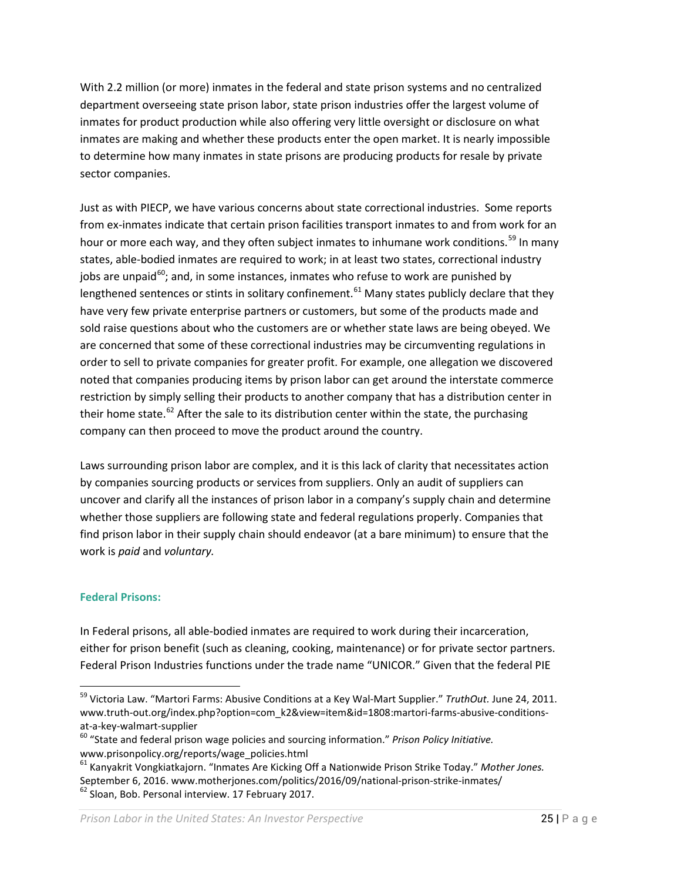With 2.2 million (or more) inmates in the federal and state prison systems and no centralized department overseeing state prison labor, state prison industries offer the largest volume of inmates for product production while also offering very little oversight or disclosure on what inmates are making and whether these products enter the open market. It is nearly impossible to determine how many inmates in state prisons are producing products for resale by private sector companies.

Just as with PIECP, we have various concerns about state correctional industries. Some reports from ex-inmates indicate that certain prison facilities transport inmates to and from work for an hour or more each way, and they often subject inmates to inhumane work conditions.[59] In many states, able-bodied inmates are required to work; in at least two states, correctional industry jobs are unpaid[60]; and, in some instances, inmates who refuse to work are punished by lengthened sentences or stints in solitary confinement.[61] Many states publicly declare that they have very few private enterprise partners or customers, but some of the products made and sold raise questions about who the customers are or whether state laws are being obeyed. We are concerned that some of these correctional industries may be circumventing regulations in order to sell to private companies for greater profit. For example, one allegation we discovered noted that companies producing items by prison labor can get around the interstate commerce restriction by simply selling their products to another company that has a distribution center in their home state.[62] After the sale to its distribution center within the state, the purchasing company can then proceed to move the product around the country.

Laws surrounding prison labor are complex, and it is this lack of clarity that necessitates action by companies sourcing products or services from suppliers. Only an audit of suppliers can uncover and clarify all the instances of prison labor in a company's supply chain and determine whether those suppliers are following state and federal regulations properly. Companies that find prison labor in their supply chain should endeavor (at a bare minimum) to ensure that the work is *paid* and *voluntary.*

### Federal Prisons:

In Federal prisons, all able-bodied inmates are required to work during their incarceration, either for prison benefit (such as cleaning, cooking, maintenance) or for private sector partners. Federal Prison Industries functions under the trade name "UNICOR." Given that the federal PIE

---

[59] Victoria Law. "Martori Farms: Abusive Conditions at a Key Wal-Mart Supplier." *TruthOut*. June 24, 2011. www.truth-out.org/index.php?option=com_k2&view=item&id=1808:martori-farms-abusive-conditions-at-a-key-walmart-supplier

[60] "State and federal prison wage policies and sourcing information." *Prison Policy Initiative.* www.prisonpolicy.org/reports/wage_policies.html

[61] Kanyakrit Vongkiatkajorn. "Inmates Are Kicking Off a Nationwide Prison Strike Today." *Mother Jones.* September 6, 2016. www.motherjones.com/politics/2016/09/national-prison-strike-inmates/

[62] Sloan, Bob. Personal interview. 17 February 2017.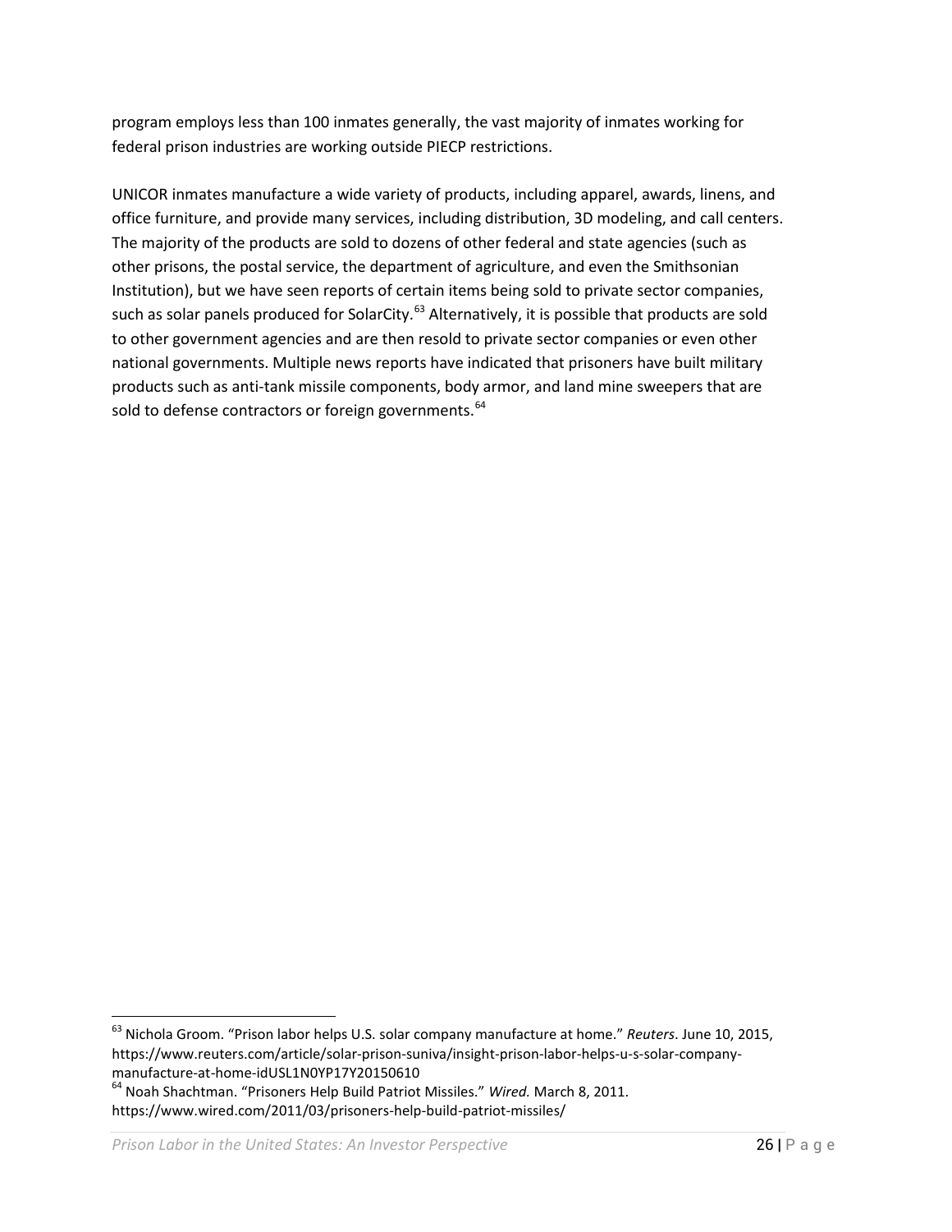program employs less than 100 inmates generally, the vast majority of inmates working for federal prison industries are working outside PIECP restrictions.

UNICOR inmates manufacture a wide variety of products, including apparel, awards, linens, and office furniture, and provide many services, including distribution, 3D modeling, and call centers. The majority of the products are sold to dozens of other federal and state agencies (such as other prisons, the postal service, the department of agriculture, and even the Smithsonian Institution), but we have seen reports of certain items being sold to private sector companies, such as solar panels produced for SolarCity.[63] Alternatively, it is possible that products are sold to other government agencies and are then resold to private sector companies or even other national governments. Multiple news reports have indicated that prisoners have built military products such as anti-tank missile components, body armor, and land mine sweepers that are sold to defense contractors or foreign governments.[64]

---

[63] Nichola Groom. "Prison labor helps U.S. solar company manufacture at home." *Reuters*. June 10, 2015, https://www.reuters.com/article/solar-prison-suniva/insight-prison-labor-helps-u-s-solar-company-manufacture-at-home-idUSL1N0YP17Y20150610

[64] Noah Shachtman. "Prisoners Help Build Patriot Missiles." *Wired.* March 8, 2011. https://www.wired.com/2011/03/prisoners-help-build-patriot-missiles/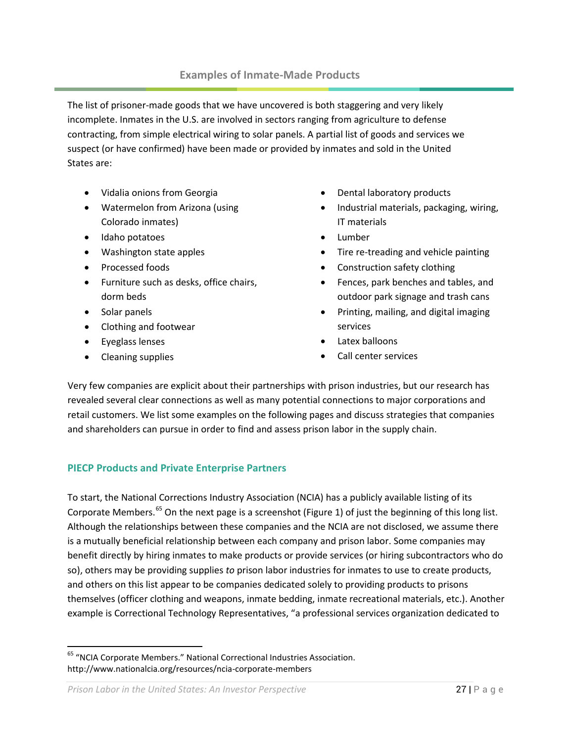## Examples of Inmate-Made Products

The list of prisoner-made goods that we have uncovered is both staggering and very likely incomplete. Inmates in the U.S. are involved in sectors ranging from agriculture to defense contracting, from simple electrical wiring to solar panels. A partial list of goods and services we suspect (or have confirmed) have been made or provided by inmates and sold in the United States are:

- Vidalia onions from Georgia
- Watermelon from Arizona (using Colorado inmates)
- Idaho potatoes
- Washington state apples
- Processed foods
- Furniture such as desks, office chairs, dorm beds
- Solar panels
- Clothing and footwear
- Eyeglass lenses
- Cleaning supplies
- Dental laboratory products
- Industrial materials, packaging, wiring, IT materials
- Lumber
- Tire re-treading and vehicle painting
- Construction safety clothing
- Fences, park benches and tables, and outdoor park signage and trash cans
- Printing, mailing, and digital imaging services
- Latex balloons
- Call center services

Very few companies are explicit about their partnerships with prison industries, but our research has revealed several clear connections as well as many potential connections to major corporations and retail customers. We list some examples on the following pages and discuss strategies that companies and shareholders can pursue in order to find and assess prison labor in the supply chain.

### PIECP Products and Private Enterprise Partners

To start, the National Corrections Industry Association (NCIA) has a publicly available listing of its Corporate Members.[65] On the next page is a screenshot (Figure 1) of just the beginning of this long list. Although the relationships between these companies and the NCIA are not disclosed, we assume there is a mutually beneficial relationship between each company and prison labor. Some companies may benefit directly by hiring inmates to make products or provide services (or hiring subcontractors who do so), others may be providing supplies *to* prison labor industries for inmates to use to create products, and others on this list appear to be companies dedicated solely to providing products to prisons themselves (officer clothing and weapons, inmate bedding, inmate recreational materials, etc.). Another example is Correctional Technology Representatives, "a professional services organization dedicated to

[65] "NCIA Corporate Members." National Correctional Industries Association. http://www.nationalcia.org/resources/ncia-corporate-members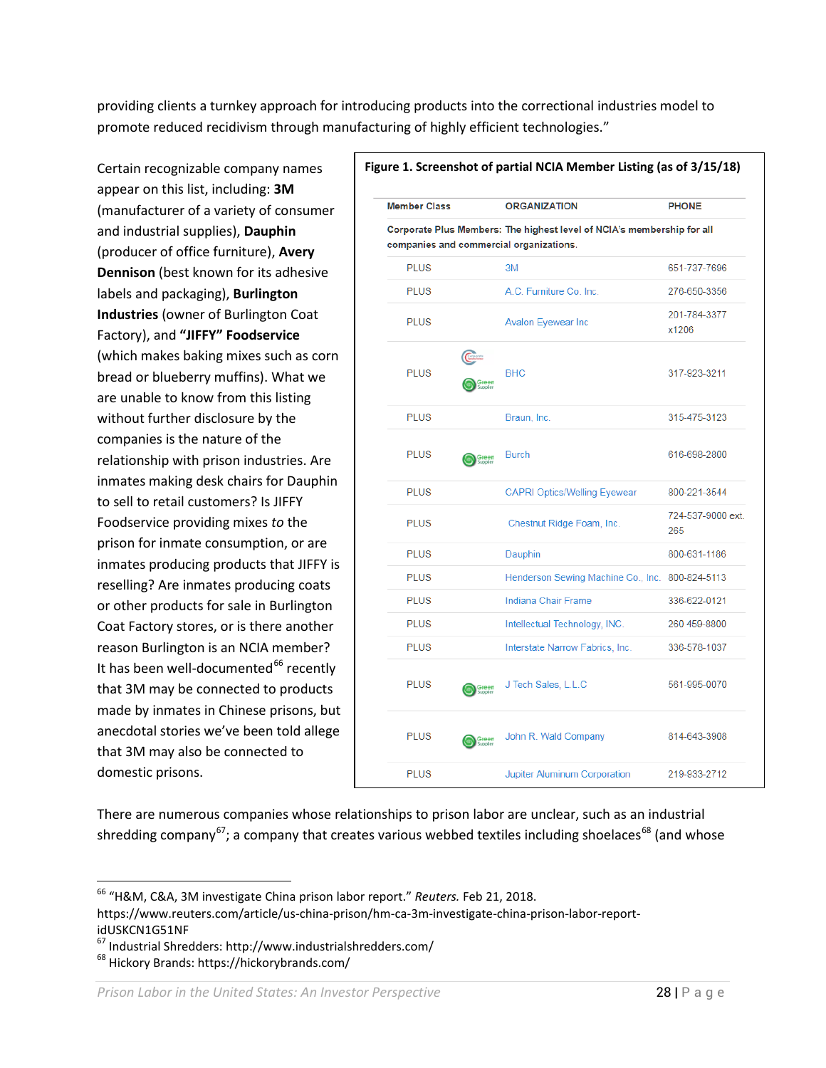providing clients a turnkey approach for introducing products into the correctional industries model to promote reduced recidivism through manufacturing of highly efficient technologies."

Certain recognizable company names appear on this list, including: **3M** (manufacturer of a variety of consumer and industrial supplies), **Dauphin** (producer of office furniture), **Avery Dennison** (best known for its adhesive labels and packaging), **Burlington Industries** (owner of Burlington Coat Factory), and **"JIFFY" Foodservice** (which makes baking mixes such as corn bread or blueberry muffins). What we are unable to know from this listing without further disclosure by the companies is the nature of the relationship with prison industries. Are inmates making desk chairs for Dauphin to sell to retail customers? Is JIFFY Foodservice providing mixes *to* the prison for inmate consumption, or are inmates producing products that JIFFY is reselling? Are inmates producing coats or other products for sale in Burlington Coat Factory stores, or is there another reason Burlington is an NCIA member? It has been well-documented[66] recently that 3M may be connected to products made by inmates in Chinese prisons, but anecdotal stories we've been told allege that 3M may also be connected to domestic prisons.

**Figure 1. Screenshot of partial NCIA Member Listing (as of 3/15/18)**

| Member Class | | ORGANIZATION | PHONE |
|---|---|---|---|
| Corporate Plus Members: The highest level of NCIA's membership for all companies and commercial organizations. | | | |
| PLUS | | 3M | 651-737-7696 |
| PLUS | | A.C. Furniture Co. Inc. | 276-650-3356 |
| PLUS | | Avalon Eyewear Inc | 201-784-3377 x1206 |
| PLUS | Green Supplier | BHC | 317-923-3211 |
| PLUS | | Braun, Inc. | 315-475-3123 |
| PLUS | Green Supplier | Burch | 616-698-2800 |
| PLUS | | CAPRI Optics/Welling Eyewear | 800-221-3544 |
| PLUS | | Chestnut Ridge Foam, Inc. | 724-537-9000 ext. 265 |
| PLUS | | Dauphin | 800-631-1186 |
| PLUS | | Henderson Sewing Machine Co., Inc. | 800-824-5113 |
| PLUS | | Indiana Chair Frame | 336-622-0121 |
| PLUS | | Intellectual Technology, INC. | 260 459-8800 |
| PLUS | | Interstate Narrow Fabrics, Inc. | 336-578-1037 |
| PLUS | Green Supplier | J Tech Sales, L.L.C | 561-995-0070 |
| PLUS | Green Supplier | John R. Wald Company | 814-643-3908 |
| PLUS | | Jupiter Aluminum Corporation | 219-933-2712 |

There are numerous companies whose relationships to prison labor are unclear, such as an industrial shredding company[67]; a company that creates various webbed textiles including shoelaces[68] (and whose

---

[66] "H&M, C&A, 3M investigate China prison labor report." *Reuters.* Feb 21, 2018. https://www.reuters.com/article/us-china-prison/hm-ca-3m-investigate-china-prison-labor-report-idUSKCN1G51NF

[67] Industrial Shredders: http://www.industrialshredders.com/

[68] Hickory Brands: https://hickorybrands.com/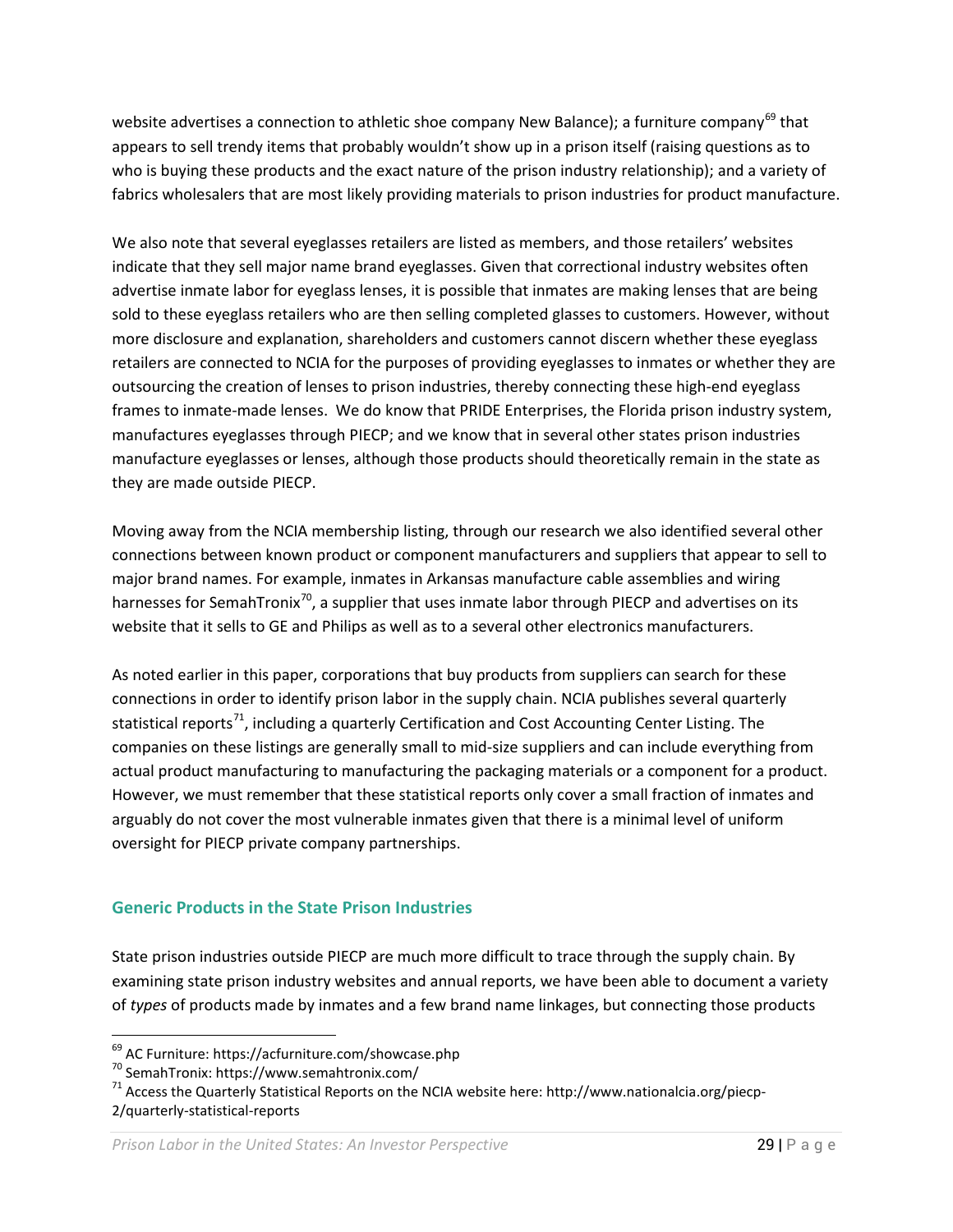website advertises a connection to athletic shoe company New Balance); a furniture company[69] that appears to sell trendy items that probably wouldn't show up in a prison itself (raising questions as to who is buying these products and the exact nature of the prison industry relationship); and a variety of fabrics wholesalers that are most likely providing materials to prison industries for product manufacture.

We also note that several eyeglasses retailers are listed as members, and those retailers' websites indicate that they sell major name brand eyeglasses. Given that correctional industry websites often advertise inmate labor for eyeglass lenses, it is possible that inmates are making lenses that are being sold to these eyeglass retailers who are then selling completed glasses to customers. However, without more disclosure and explanation, shareholders and customers cannot discern whether these eyeglass retailers are connected to NCIA for the purposes of providing eyeglasses to inmates or whether they are outsourcing the creation of lenses to prison industries, thereby connecting these high-end eyeglass frames to inmate-made lenses. We do know that PRIDE Enterprises, the Florida prison industry system, manufactures eyeglasses through PIECP; and we know that in several other states prison industries manufacture eyeglasses or lenses, although those products should theoretically remain in the state as they are made outside PIECP.

Moving away from the NCIA membership listing, through our research we also identified several other connections between known product or component manufacturers and suppliers that appear to sell to major brand names. For example, inmates in Arkansas manufacture cable assemblies and wiring harnesses for SemahTronix[70], a supplier that uses inmate labor through PIECP and advertises on its website that it sells to GE and Philips as well as to a several other electronics manufacturers.

As noted earlier in this paper, corporations that buy products from suppliers can search for these connections in order to identify prison labor in the supply chain. NCIA publishes several quarterly statistical reports[71], including a quarterly Certification and Cost Accounting Center Listing. The companies on these listings are generally small to mid-size suppliers and can include everything from actual product manufacturing to manufacturing the packaging materials or a component for a product. However, we must remember that these statistical reports only cover a small fraction of inmates and arguably do not cover the most vulnerable inmates given that there is a minimal level of uniform oversight for PIECP private company partnerships.

### Generic Products in the State Prison Industries

State prison industries outside PIECP are much more difficult to trace through the supply chain. By examining state prison industry websites and annual reports, we have been able to document a variety of *types* of products made by inmates and a few brand name linkages, but connecting those products

---

[69] AC Furniture: https://acfurniture.com/showcase.php

[70] SemahTronix: https://www.semahtronix.com/

[71] Access the Quarterly Statistical Reports on the NCIA website here: http://www.nationalcia.org/piecp-2/quarterly-statistical-reports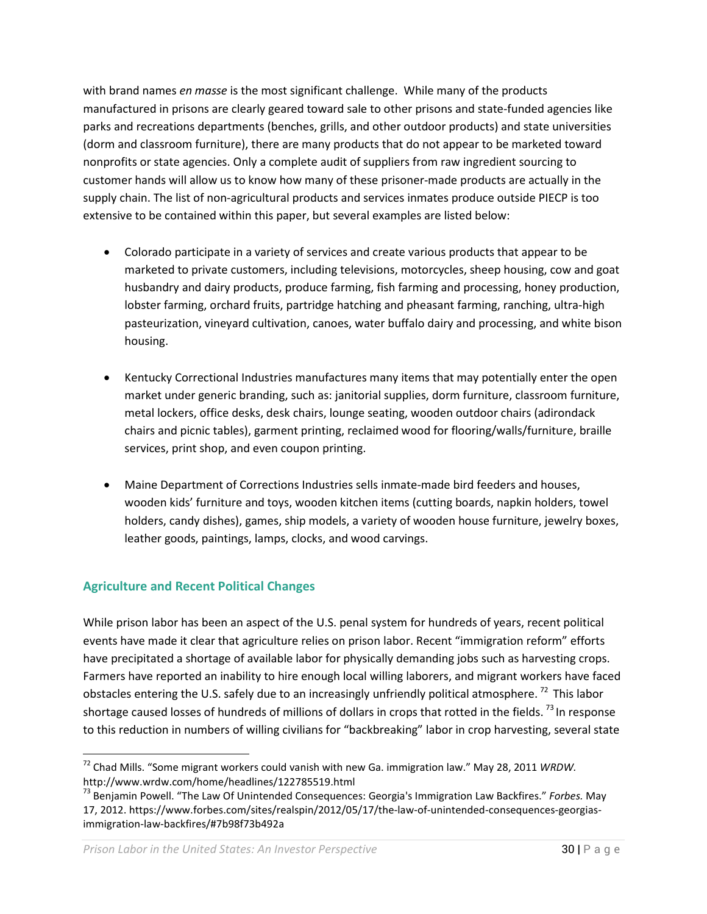with brand names *en masse* is the most significant challenge. While many of the products manufactured in prisons are clearly geared toward sale to other prisons and state-funded agencies like parks and recreations departments (benches, grills, and other outdoor products) and state universities (dorm and classroom furniture), there are many products that do not appear to be marketed toward nonprofits or state agencies. Only a complete audit of suppliers from raw ingredient sourcing to customer hands will allow us to know how many of these prisoner-made products are actually in the supply chain. The list of non-agricultural products and services inmates produce outside PIECP is too extensive to be contained within this paper, but several examples are listed below:

- Colorado participate in a variety of services and create various products that appear to be marketed to private customers, including televisions, motorcycles, sheep housing, cow and goat husbandry and dairy products, produce farming, fish farming and processing, honey production, lobster farming, orchard fruits, partridge hatching and pheasant farming, ranching, ultra-high pasteurization, vineyard cultivation, canoes, water buffalo dairy and processing, and white bison housing.

- Kentucky Correctional Industries manufactures many items that may potentially enter the open market under generic branding, such as: janitorial supplies, dorm furniture, classroom furniture, metal lockers, office desks, desk chairs, lounge seating, wooden outdoor chairs (adirondack chairs and picnic tables), garment printing, reclaimed wood for flooring/walls/furniture, braille services, print shop, and even coupon printing.

- Maine Department of Corrections Industries sells inmate-made bird feeders and houses, wooden kids' furniture and toys, wooden kitchen items (cutting boards, napkin holders, towel holders, candy dishes), games, ship models, a variety of wooden house furniture, jewelry boxes, leather goods, paintings, lamps, clocks, and wood carvings.

## Agriculture and Recent Political Changes

While prison labor has been an aspect of the U.S. penal system for hundreds of years, recent political events have made it clear that agriculture relies on prison labor. Recent "immigration reform" efforts have precipitated a shortage of available labor for physically demanding jobs such as harvesting crops. Farmers have reported an inability to hire enough local willing laborers, and migrant workers have faced obstacles entering the U.S. safely due to an increasingly unfriendly political atmosphere. [72] This labor shortage caused losses of hundreds of millions of dollars in crops that rotted in the fields. [73] In response to this reduction in numbers of willing civilians for "backbreaking" labor in crop harvesting, several state

---

[72] Chad Mills. "Some migrant workers could vanish with new Ga. immigration law." May 28, 2011 *WRDW.* http://www.wrdw.com/home/headlines/122785519.html

[73] Benjamin Powell. "The Law Of Unintended Consequences: Georgia's Immigration Law Backfires." *Forbes.* May 17, 2012. https://www.forbes.com/sites/realspin/2012/05/17/the-law-of-unintended-consequences-georgias-immigration-law-backfires/#7b98f73b492a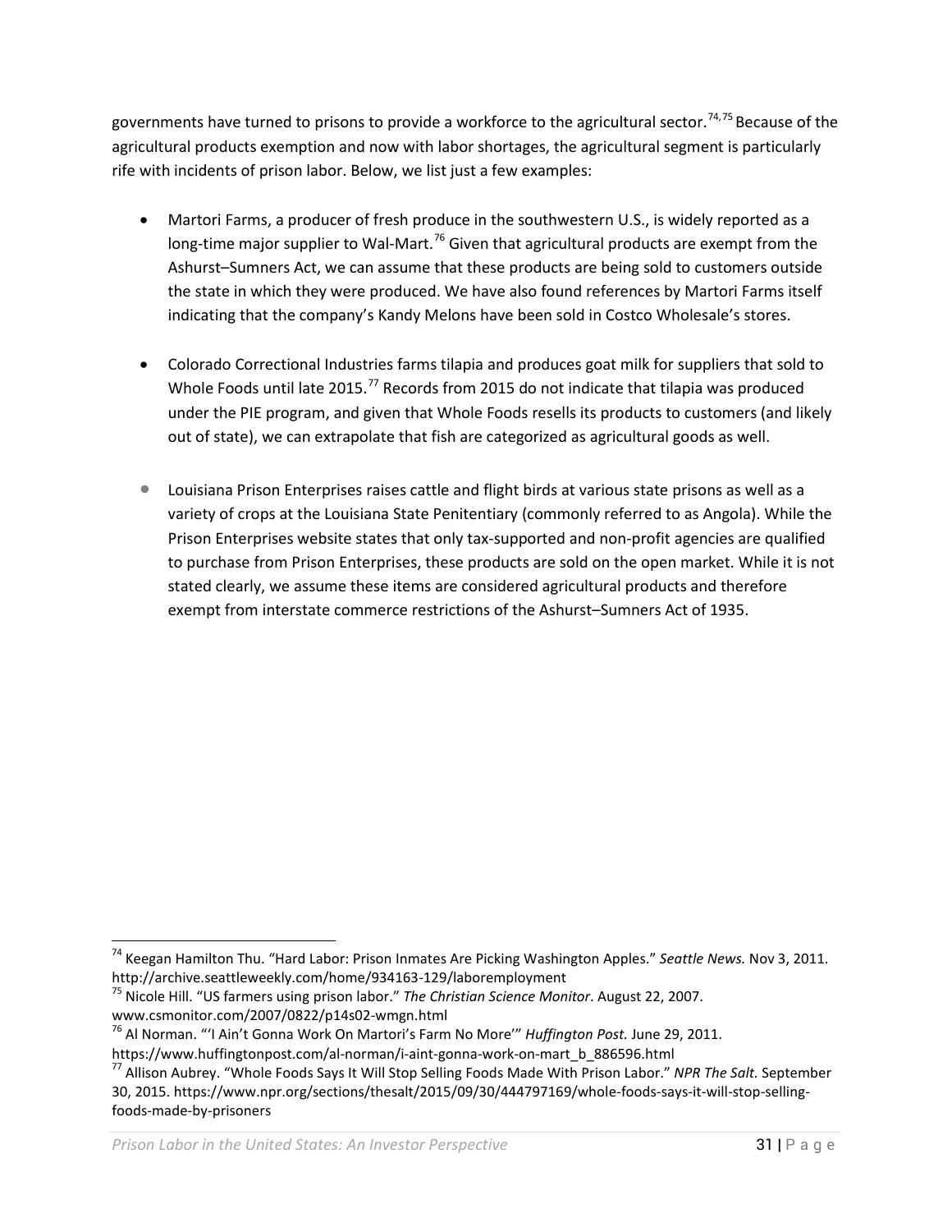governments have turned to prisons to provide a workforce to the agricultural sector.[74,75] Because of the agricultural products exemption and now with labor shortages, the agricultural segment is particularly rife with incidents of prison labor. Below, we list just a few examples:

- Martori Farms, a producer of fresh produce in the southwestern U.S., is widely reported as a long-time major supplier to Wal-Mart.[76] Given that agricultural products are exempt from the Ashurst–Sumners Act, we can assume that these products are being sold to customers outside the state in which they were produced. We have also found references by Martori Farms itself indicating that the company's Kandy Melons have been sold in Costco Wholesale's stores.

- Colorado Correctional Industries farms tilapia and produces goat milk for suppliers that sold to Whole Foods until late 2015.[77] Records from 2015 do not indicate that tilapia was produced under the PIE program, and given that Whole Foods resells its products to customers (and likely out of state), we can extrapolate that fish are categorized as agricultural goods as well.

- Louisiana Prison Enterprises raises cattle and flight birds at various state prisons as well as a variety of crops at the Louisiana State Penitentiary (commonly referred to as Angola). While the Prison Enterprises website states that only tax-supported and non-profit agencies are qualified to purchase from Prison Enterprises, these products are sold on the open market. While it is not stated clearly, we assume these items are considered agricultural products and therefore exempt from interstate commerce restrictions of the Ashurst–Sumners Act of 1935.

---

[74] Keegan Hamilton Thu. "Hard Labor: Prison Inmates Are Picking Washington Apples." *Seattle News.* Nov 3, 2011. http://archive.seattleweekly.com/home/934163-129/laboremployment

[75] Nicole Hill. "US farmers using prison labor." *The Christian Science Monitor*. August 22, 2007. www.csmonitor.com/2007/0822/p14s02-wmgn.html

[76] Al Norman. "'I Ain't Gonna Work On Martori's Farm No More'" *Huffington Post.* June 29, 2011. https://www.huffingtonpost.com/al-norman/i-aint-gonna-work-on-mart_b_886596.html

[77] Allison Aubrey. "Whole Foods Says It Will Stop Selling Foods Made With Prison Labor." *NPR The Salt.* September 30, 2015. https://www.npr.org/sections/thesalt/2015/09/30/444797169/whole-foods-says-it-will-stop-selling-foods-made-by-prisoners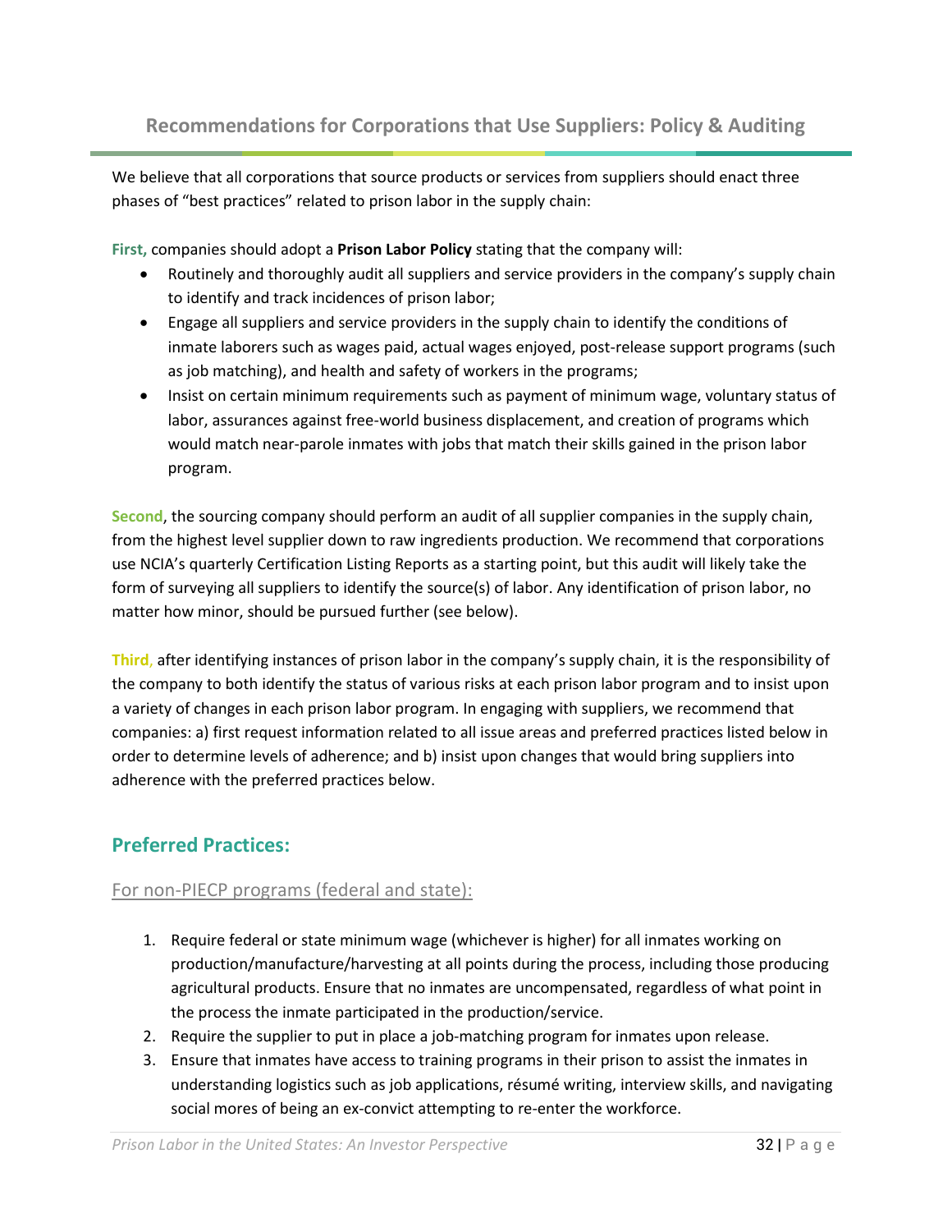## Recommendations for Corporations that Use Suppliers: Policy & Auditing

We believe that all corporations that source products or services from suppliers should enact three phases of "best practices" related to prison labor in the supply chain:

**First,** companies should adopt a **Prison Labor Policy** stating that the company will:

- Routinely and thoroughly audit all suppliers and service providers in the company's supply chain to identify and track incidences of prison labor;
- Engage all suppliers and service providers in the supply chain to identify the conditions of inmate laborers such as wages paid, actual wages enjoyed, post-release support programs (such as job matching), and health and safety of workers in the programs;
- Insist on certain minimum requirements such as payment of minimum wage, voluntary status of labor, assurances against free-world business displacement, and creation of programs which would match near-parole inmates with jobs that match their skills gained in the prison labor program.

**Second**, the sourcing company should perform an audit of all supplier companies in the supply chain, from the highest level supplier down to raw ingredients production. We recommend that corporations use NCIA's quarterly Certification Listing Reports as a starting point, but this audit will likely take the form of surveying all suppliers to identify the source(s) of labor. Any identification of prison labor, no matter how minor, should be pursued further (see below).

**Third,** after identifying instances of prison labor in the company's supply chain, it is the responsibility of the company to both identify the status of various risks at each prison labor program and to insist upon a variety of changes in each prison labor program. In engaging with suppliers, we recommend that companies: a) first request information related to all issue areas and preferred practices listed below in order to determine levels of adherence; and b) insist upon changes that would bring suppliers into adherence with the preferred practices below.

### Preferred Practices:

#### For non-PIECP programs (federal and state):

1. Require federal or state minimum wage (whichever is higher) for all inmates working on production/manufacture/harvesting at all points during the process, including those producing agricultural products. Ensure that no inmates are uncompensated, regardless of what point in the process the inmate participated in the production/service.
2. Require the supplier to put in place a job-matching program for inmates upon release.
3. Ensure that inmates have access to training programs in their prison to assist the inmates in understanding logistics such as job applications, résumé writing, interview skills, and navigating social mores of being an ex-convict attempting to re-enter the workforce.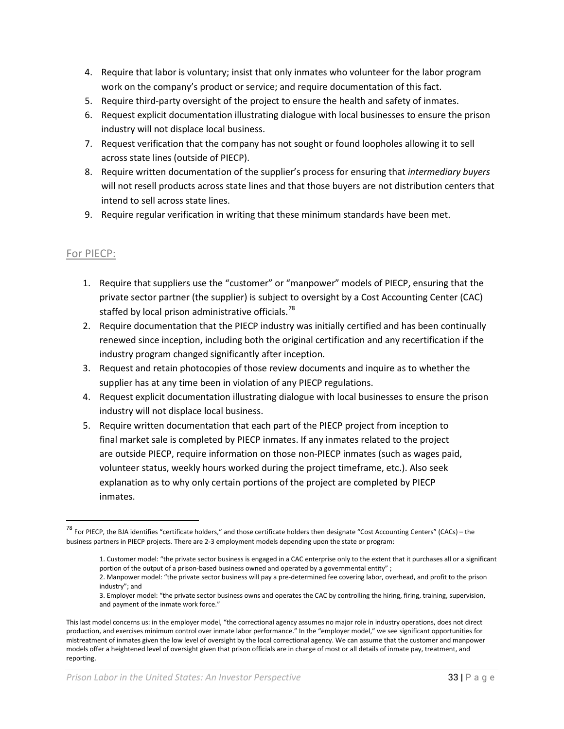4. Require that labor is voluntary; insist that only inmates who volunteer for the labor program work on the company's product or service; and require documentation of this fact.
5. Require third-party oversight of the project to ensure the health and safety of inmates.
6. Request explicit documentation illustrating dialogue with local businesses to ensure the prison industry will not displace local business.
7. Request verification that the company has not sought or found loopholes allowing it to sell across state lines (outside of PIECP).
8. Require written documentation of the supplier's process for ensuring that *intermediary buyers* will not resell products across state lines and that those buyers are not distribution centers that intend to sell across state lines.
9. Require regular verification in writing that these minimum standards have been met.

## For PIECP:

1. Require that suppliers use the "customer" or "manpower" models of PIECP, ensuring that the private sector partner (the supplier) is subject to oversight by a Cost Accounting Center (CAC) staffed by local prison administrative officials.[78]
2. Require documentation that the PIECP industry was initially certified and has been continually renewed since inception, including both the original certification and any recertification if the industry program changed significantly after inception.
3. Request and retain photocopies of those review documents and inquire as to whether the supplier has at any time been in violation of any PIECP regulations.
4. Request explicit documentation illustrating dialogue with local businesses to ensure the prison industry will not displace local business.
5. Require written documentation that each part of the PIECP project from inception to final market sale is completed by PIECP inmates. If any inmates related to the project are outside PIECP, require information on those non-PIECP inmates (such as wages paid, volunteer status, weekly hours worked during the project timeframe, etc.). Also seek explanation as to why only certain portions of the project are completed by PIECP inmates.

---

[78] For PIECP, the BJA identifies "certificate holders," and those certificate holders then designate "Cost Accounting Centers" (CACs) – the business partners in PIECP projects. There are 2-3 employment models depending upon the state or program:

> 1. Customer model: "the private sector business is engaged in a CAC enterprise only to the extent that it purchases all or a significant portion of the output of a prison-based business owned and operated by a governmental entity" ;
> 2. Manpower model: "the private sector business will pay a pre-determined fee covering labor, overhead, and profit to the prison industry"; and
> 3. Employer model: "the private sector business owns and operates the CAC by controlling the hiring, firing, training, supervision, and payment of the inmate work force."

This last model concerns us: in the employer model, "the correctional agency assumes no major role in industry operations, does not direct production, and exercises minimum control over inmate labor performance." In the "employer model," we see significant opportunities for mistreatment of inmates given the low level of oversight by the local correctional agency. We can assume that the customer and manpower models offer a heightened level of oversight given that prison officials are in charge of most or all details of inmate pay, treatment, and reporting.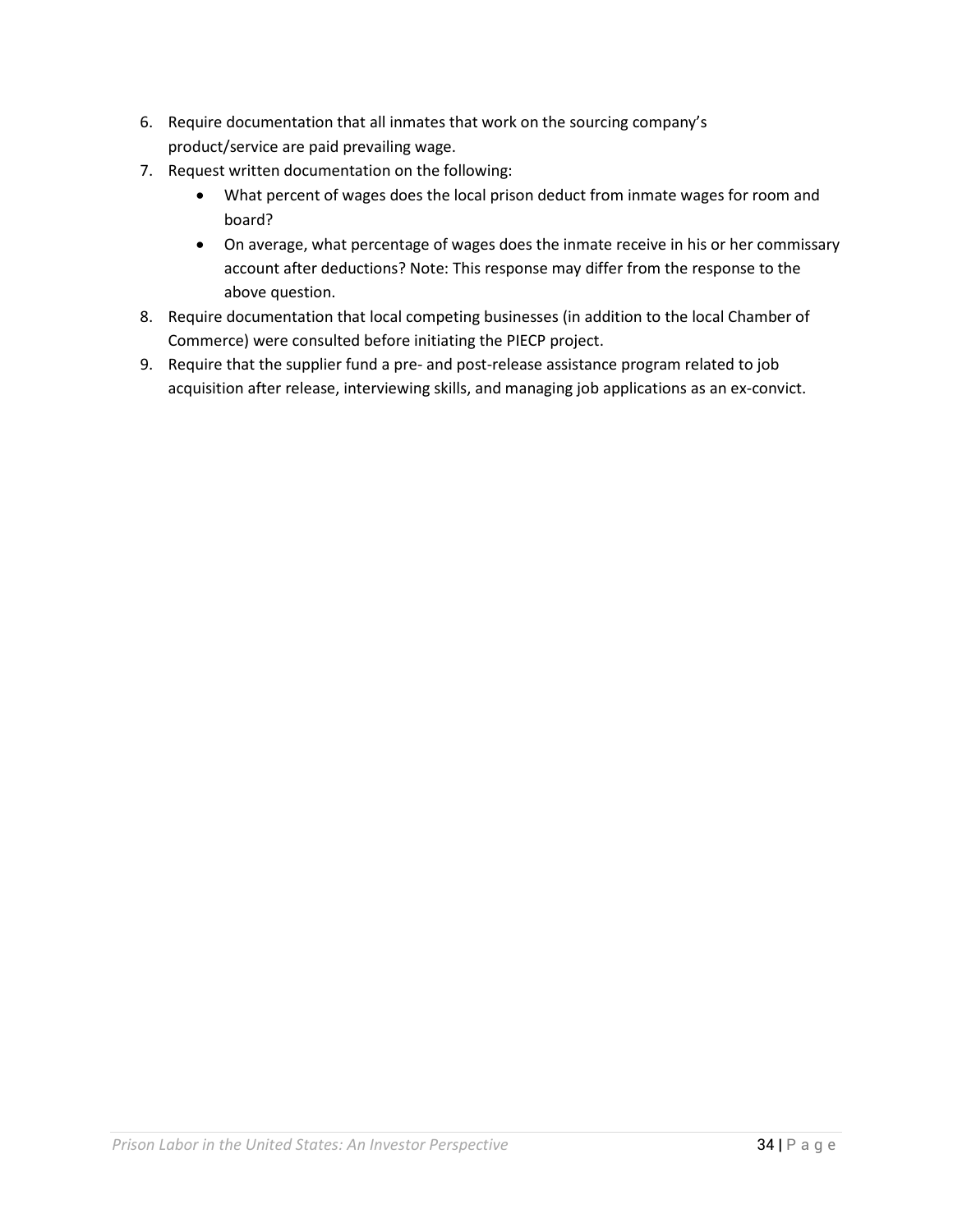6. Require documentation that all inmates that work on the sourcing company's product/service are paid prevailing wage.
7. Request written documentation on the following:
    - What percent of wages does the local prison deduct from inmate wages for room and board?
    - On average, what percentage of wages does the inmate receive in his or her commissary account after deductions? Note: This response may differ from the response to the above question.
8. Require documentation that local competing businesses (in addition to the local Chamber of Commerce) were consulted before initiating the PIECP project.
9. Require that the supplier fund a pre- and post-release assistance program related to job acquisition after release, interviewing skills, and managing job applications as an ex-convict.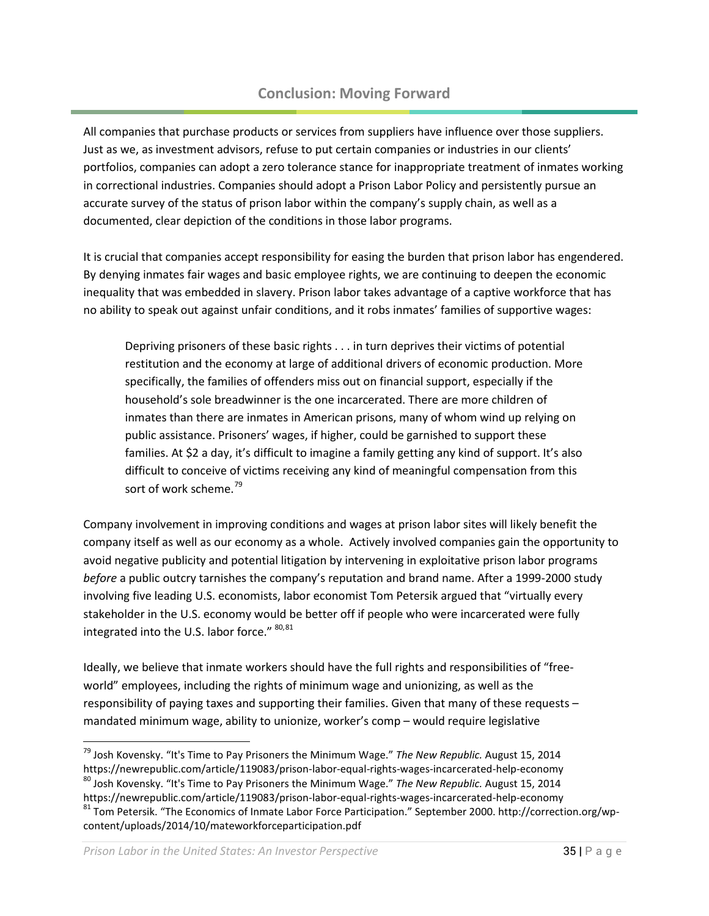## Conclusion: Moving Forward

All companies that purchase products or services from suppliers have influence over those suppliers. Just as we, as investment advisors, refuse to put certain companies or industries in our clients' portfolios, companies can adopt a zero tolerance stance for inappropriate treatment of inmates working in correctional industries. Companies should adopt a Prison Labor Policy and persistently pursue an accurate survey of the status of prison labor within the company's supply chain, as well as a documented, clear depiction of the conditions in those labor programs.

It is crucial that companies accept responsibility for easing the burden that prison labor has engendered. By denying inmates fair wages and basic employee rights, we are continuing to deepen the economic inequality that was embedded in slavery. Prison labor takes advantage of a captive workforce that has no ability to speak out against unfair conditions, and it robs inmates' families of supportive wages:

> Depriving prisoners of these basic rights . . . in turn deprives their victims of potential restitution and the economy at large of additional drivers of economic production. More specifically, the families of offenders miss out on financial support, especially if the household's sole breadwinner is the one incarcerated. There are more children of inmates than there are inmates in American prisons, many of whom wind up relying on public assistance. Prisoners' wages, if higher, could be garnished to support these families. At $2 a day, it's difficult to imagine a family getting any kind of support. It's also difficult to conceive of victims receiving any kind of meaningful compensation from this sort of work scheme.[79]

Company involvement in improving conditions and wages at prison labor sites will likely benefit the company itself as well as our economy as a whole. Actively involved companies gain the opportunity to avoid negative publicity and potential litigation by intervening in exploitative prison labor programs *before* a public outcry tarnishes the company's reputation and brand name. After a 1999-2000 study involving five leading U.S. economists, labor economist Tom Petersik argued that "virtually every stakeholder in the U.S. economy would be better off if people who were incarcerated were fully integrated into the U.S. labor force." [80,81]

Ideally, we believe that inmate workers should have the full rights and responsibilities of "free-world" employees, including the rights of minimum wage and unionizing, as well as the responsibility of paying taxes and supporting their families. Given that many of these requests – mandated minimum wage, ability to unionize, worker's comp – would require legislative

---

[79] Josh Kovensky. "It's Time to Pay Prisoners the Minimum Wage." *The New Republic.* August 15, 2014 https://newrepublic.com/article/119083/prison-labor-equal-rights-wages-incarcerated-help-economy

[80] Josh Kovensky. "It's Time to Pay Prisoners the Minimum Wage." *The New Republic.* August 15, 2014 https://newrepublic.com/article/119083/prison-labor-equal-rights-wages-incarcerated-help-economy

[81] Tom Petersik. "The Economics of Inmate Labor Force Participation." September 2000. http://correction.org/wp-content/uploads/2014/10/mateworkforceparticipation.pdf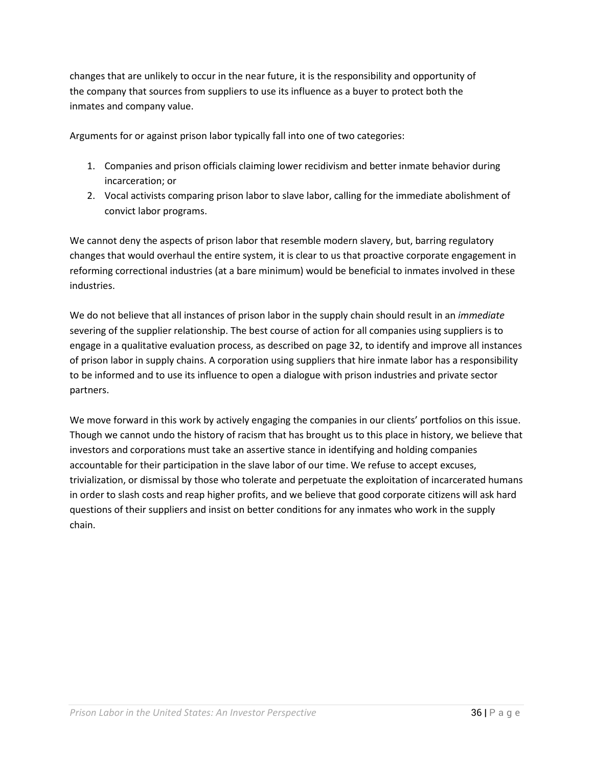changes that are unlikely to occur in the near future, it is the responsibility and opportunity of the company that sources from suppliers to use its influence as a buyer to protect both the inmates and company value.

Arguments for or against prison labor typically fall into one of two categories:

1. Companies and prison officials claiming lower recidivism and better inmate behavior during incarceration; or
2. Vocal activists comparing prison labor to slave labor, calling for the immediate abolishment of convict labor programs.

We cannot deny the aspects of prison labor that resemble modern slavery, but, barring regulatory changes that would overhaul the entire system, it is clear to us that proactive corporate engagement in reforming correctional industries (at a bare minimum) would be beneficial to inmates involved in these industries.

We do not believe that all instances of prison labor in the supply chain should result in an *immediate* severing of the supplier relationship. The best course of action for all companies using suppliers is to engage in a qualitative evaluation process, as described on page 32, to identify and improve all instances of prison labor in supply chains. A corporation using suppliers that hire inmate labor has a responsibility to be informed and to use its influence to open a dialogue with prison industries and private sector partners.

We move forward in this work by actively engaging the companies in our clients' portfolios on this issue. Though we cannot undo the history of racism that has brought us to this place in history, we believe that investors and corporations must take an assertive stance in identifying and holding companies accountable for their participation in the slave labor of our time. We refuse to accept excuses, trivialization, or dismissal by those who tolerate and perpetuate the exploitation of incarcerated humans in order to slash costs and reap higher profits, and we believe that good corporate citizens will ask hard questions of their suppliers and insist on better conditions for any inmates who work in the supply chain.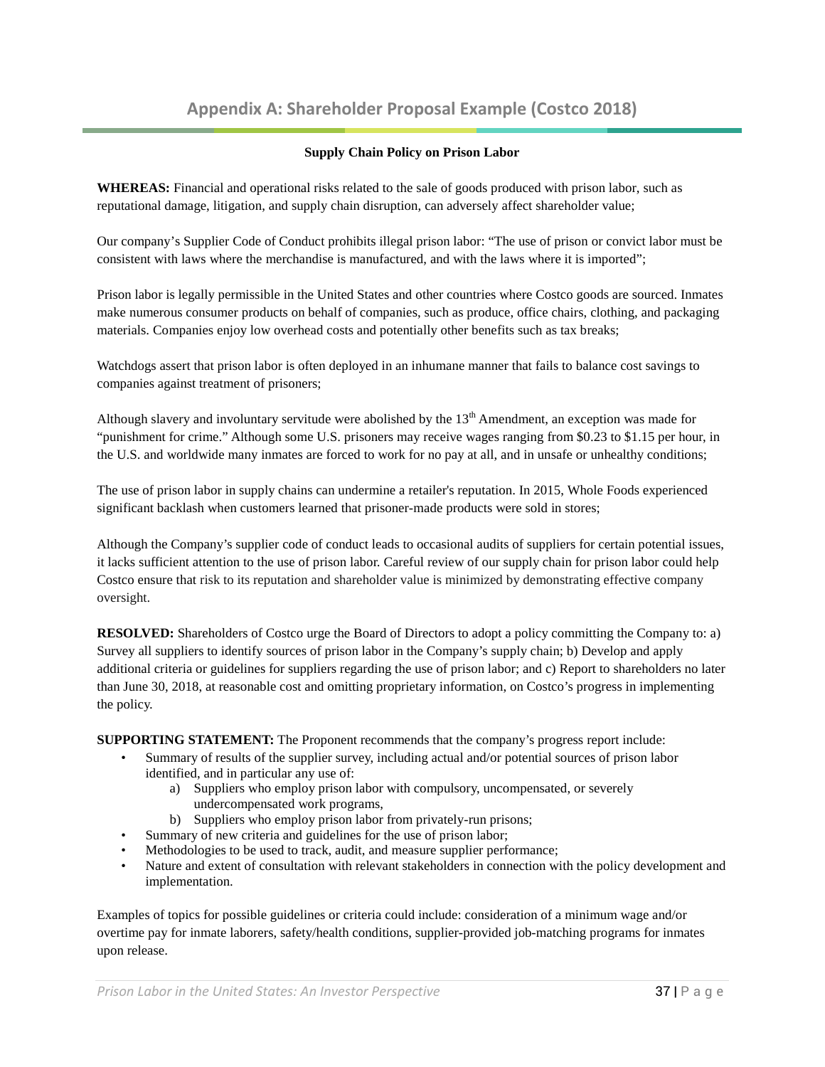## Appendix A: Shareholder Proposal Example (Costco 2018)

**Supply Chain Policy on Prison Labor**

**WHEREAS:** Financial and operational risks related to the sale of goods produced with prison labor, such as reputational damage, litigation, and supply chain disruption, can adversely affect shareholder value;

Our company's Supplier Code of Conduct prohibits illegal prison labor: "The use of prison or convict labor must be consistent with laws where the merchandise is manufactured, and with the laws where it is imported";

Prison labor is legally permissible in the United States and other countries where Costco goods are sourced. Inmates make numerous consumer products on behalf of companies, such as produce, office chairs, clothing, and packaging materials. Companies enjoy low overhead costs and potentially other benefits such as tax breaks;

Watchdogs assert that prison labor is often deployed in an inhumane manner that fails to balance cost savings to companies against treatment of prisoners;

Although slavery and involuntary servitude were abolished by the 13th Amendment, an exception was made for "punishment for crime." Although some U.S. prisoners may receive wages ranging from $0.23 to $1.15 per hour, in the U.S. and worldwide many inmates are forced to work for no pay at all, and in unsafe or unhealthy conditions;

The use of prison labor in supply chains can undermine a retailer's reputation. In 2015, Whole Foods experienced significant backlash when customers learned that prisoner-made products were sold in stores;

Although the Company's supplier code of conduct leads to occasional audits of suppliers for certain potential issues, it lacks sufficient attention to the use of prison labor. Careful review of our supply chain for prison labor could help Costco ensure that risk to its reputation and shareholder value is minimized by demonstrating effective company oversight.

**RESOLVED:** Shareholders of Costco urge the Board of Directors to adopt a policy committing the Company to: a) Survey all suppliers to identify sources of prison labor in the Company's supply chain; b) Develop and apply additional criteria or guidelines for suppliers regarding the use of prison labor; and c) Report to shareholders no later than June 30, 2018, at reasonable cost and omitting proprietary information, on Costco's progress in implementing the policy.

**SUPPORTING STATEMENT:** The Proponent recommends that the company's progress report include:

- Summary of results of the supplier survey, including actual and/or potential sources of prison labor identified, and in particular any use of:
  a) Suppliers who employ prison labor with compulsory, uncompensated, or severely undercompensated work programs,
  b) Suppliers who employ prison labor from privately-run prisons;
- Summary of new criteria and guidelines for the use of prison labor;
- Methodologies to be used to track, audit, and measure supplier performance;
- Nature and extent of consultation with relevant stakeholders in connection with the policy development and implementation.

Examples of topics for possible guidelines or criteria could include: consideration of a minimum wage and/or overtime pay for inmate laborers, safety/health conditions, supplier-provided job-matching programs for inmates upon release.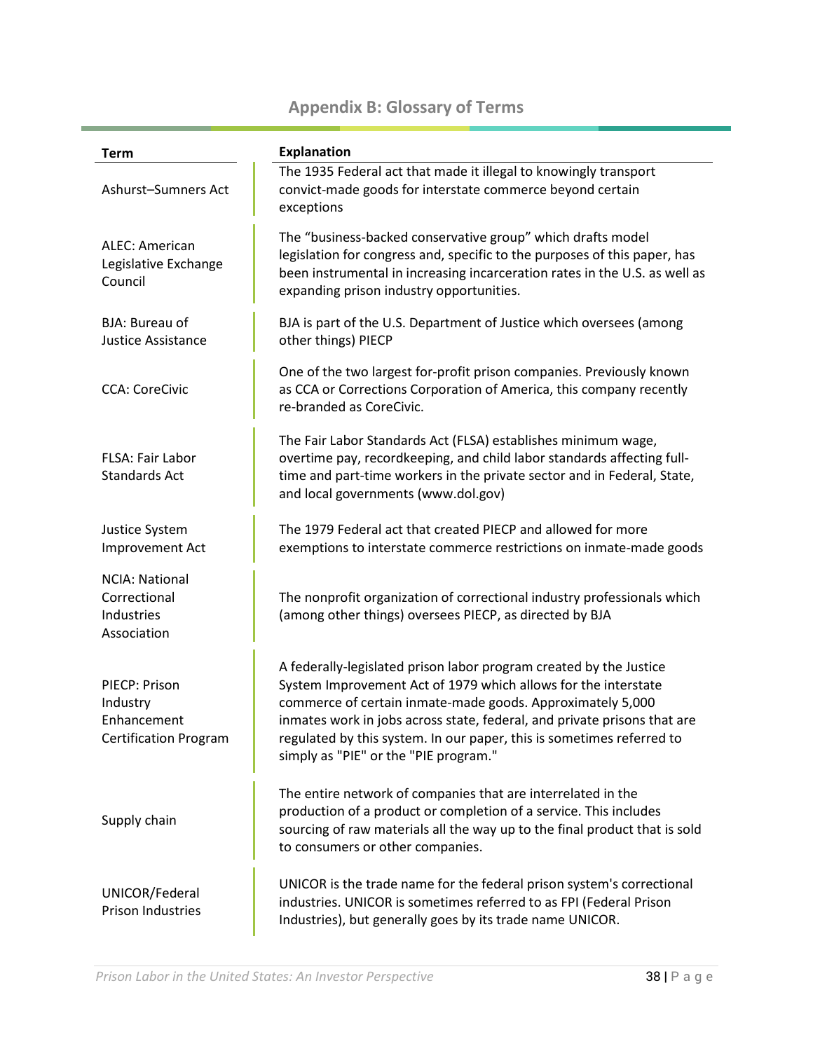## Appendix B: Glossary of Terms

| Term | Explanation |
| --- | --- |
| Ashurst–Sumners Act | The 1935 Federal act that made it illegal to knowingly transport convict-made goods for interstate commerce beyond certain exceptions |
| ALEC: American Legislative Exchange Council | The "business-backed conservative group" which drafts model legislation for congress and, specific to the purposes of this paper, has been instrumental in increasing incarceration rates in the U.S. as well as expanding prison industry opportunities. |
| BJA: Bureau of Justice Assistance | BJA is part of the U.S. Department of Justice which oversees (among other things) PIECP |
| CCA: CoreCivic | One of the two largest for-profit prison companies. Previously known as CCA or Corrections Corporation of America, this company recently re-branded as CoreCivic. |
| FLSA: Fair Labor Standards Act | The Fair Labor Standards Act (FLSA) establishes minimum wage, overtime pay, recordkeeping, and child labor standards affecting full-time and part-time workers in the private sector and in Federal, State, and local governments (www.dol.gov) |
| Justice System Improvement Act | The 1979 Federal act that created PIECP and allowed for more exemptions to interstate commerce restrictions on inmate-made goods |
| NCIA: National Correctional Industries Association | The nonprofit organization of correctional industry professionals which (among other things) oversees PIECP, as directed by BJA |
| PIECP: Prison Industry Enhancement Certification Program | A federally-legislated prison labor program created by the Justice System Improvement Act of 1979 which allows for the interstate commerce of certain inmate-made goods. Approximately 5,000 inmates work in jobs across state, federal, and private prisons that are regulated by this system. In our paper, this is sometimes referred to simply as "PIE" or the "PIE program." |
| Supply chain | The entire network of companies that are interrelated in the production of a product or completion of a service. This includes sourcing of raw materials all the way up to the final product that is sold to consumers or other companies. |
| UNICOR/Federal Prison Industries | UNICOR is the trade name for the federal prison system's correctional industries. UNICOR is sometimes referred to as FPI (Federal Prison Industries), but generally goes by its trade name UNICOR. |